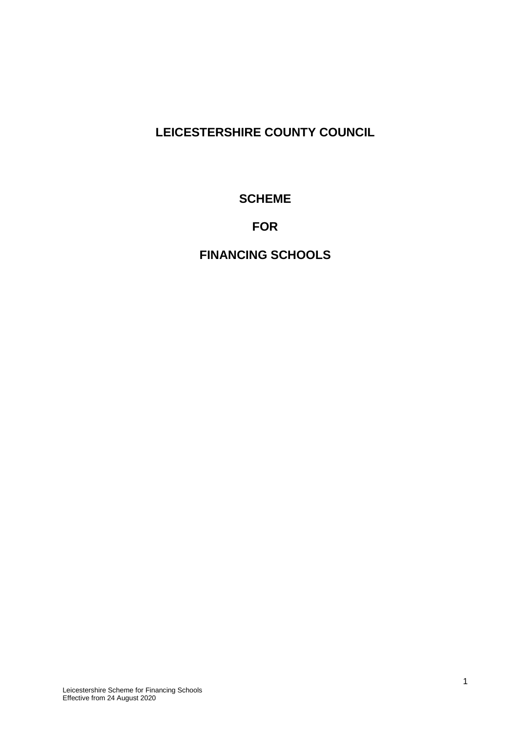# LEICESTERSHIRE COUNTY COUNCIL

# SCHEME

# FOR

# FINANCING SCHOOLS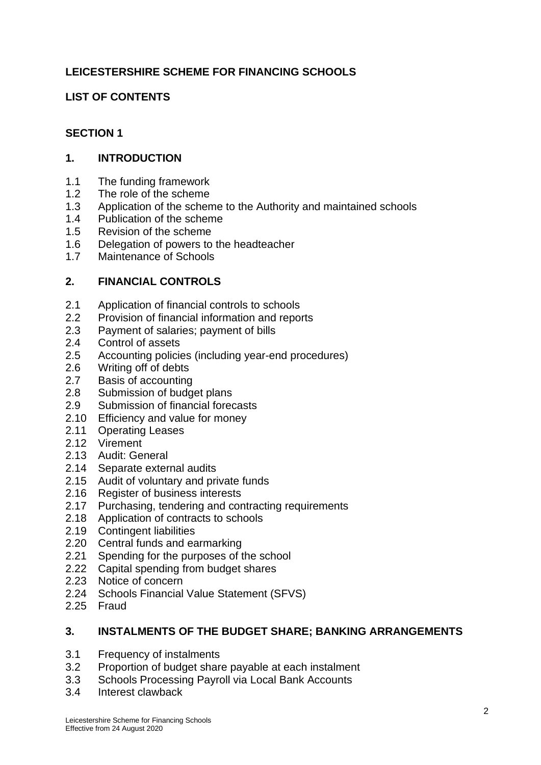**LEICESTERSHIRE SCHEME FOR FINANCING SCHOOLS**

**LIST OF CONTENTS**

**SECTION 1**

## 1. INTRODUCTION

1.1 The funding framework
1.2 The role of the scheme
1.3 Application of the scheme to the Authority and maintained schools
1.4 Publication of the scheme
1.5 Revision of the scheme
1.6 Delegation of powers to the headteacher
1.7 Maintenance of Schools

## 2. FINANCIAL CONTROLS

2.1 Application of financial controls to schools
2.2 Provision of financial information and reports
2.3 Payment of salaries; payment of bills
2.4 Control of assets
2.5 Accounting policies (including year-end procedures)
2.6 Writing off of debts
2.7 Basis of accounting
2.8 Submission of budget plans
2.9 Submission of financial forecasts
2.10 Efficiency and value for money
2.11 Operating Leases
2.12 Virement
2.13 Audit: General
2.14 Separate external audits
2.15 Audit of voluntary and private funds
2.16 Register of business interests
2.17 Purchasing, tendering and contracting requirements
2.18 Application of contracts to schools
2.19 Contingent liabilities
2.20 Central funds and earmarking
2.21 Spending for the purposes of the school
2.22 Capital spending from budget shares
2.23 Notice of concern
2.24 Schools Financial Value Statement (SFVS)
2.25 Fraud

## 3. INSTALMENTS OF THE BUDGET SHARE; BANKING ARRANGEMENTS

3.1 Frequency of instalments
3.2 Proportion of budget share payable at each instalment
3.3 Schools Processing Payroll via Local Bank Accounts
3.4 Interest clawback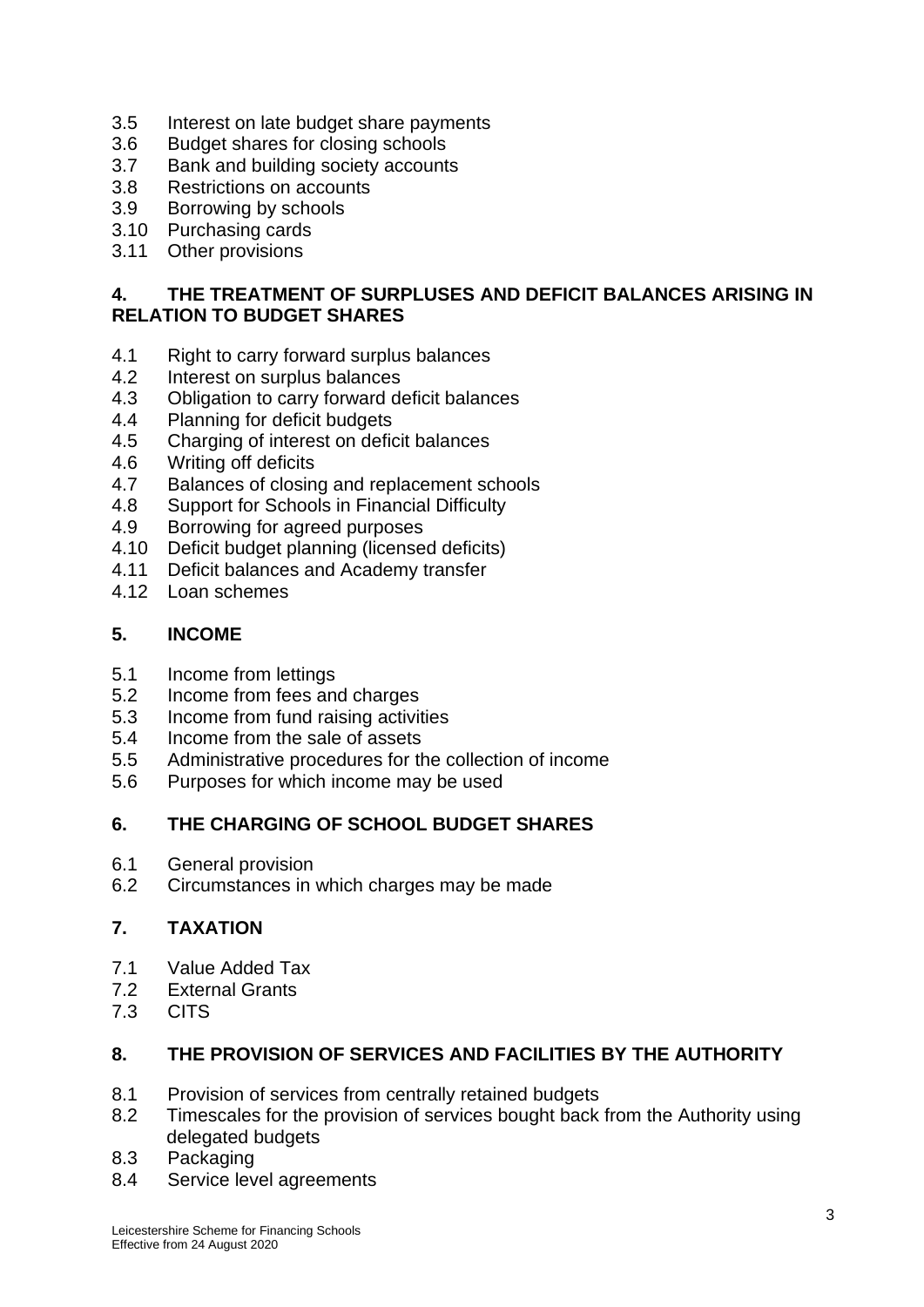3.5 Interest on late budget share payments
3.6 Budget shares for closing schools
3.7 Bank and building society accounts
3.8 Restrictions on accounts
3.9 Borrowing by schools
3.10 Purchasing cards
3.11 Other provisions

**4. THE TREATMENT OF SURPLUSES AND DEFICIT BALANCES ARISING IN RELATION TO BUDGET SHARES**

4.1 Right to carry forward surplus balances
4.2 Interest on surplus balances
4.3 Obligation to carry forward deficit balances
4.4 Planning for deficit budgets
4.5 Charging of interest on deficit balances
4.6 Writing off deficits
4.7 Balances of closing and replacement schools
4.8 Support for Schools in Financial Difficulty
4.9 Borrowing for agreed purposes
4.10 Deficit budget planning (licensed deficits)
4.11 Deficit balances and Academy transfer
4.12 Loan schemes

**5. INCOME**

5.1 Income from lettings
5.2 Income from fees and charges
5.3 Income from fund raising activities
5.4 Income from the sale of assets
5.5 Administrative procedures for the collection of income
5.6 Purposes for which income may be used

**6. THE CHARGING OF SCHOOL BUDGET SHARES**

6.1 General provision
6.2 Circumstances in which charges may be made

**7. TAXATION**

7.1 Value Added Tax
7.2 External Grants
7.3 CITS

**8. THE PROVISION OF SERVICES AND FACILITIES BY THE AUTHORITY**

8.1 Provision of services from centrally retained budgets
8.2 Timescales for the provision of services bought back from the Authority using delegated budgets
8.3 Packaging
8.4 Service level agreements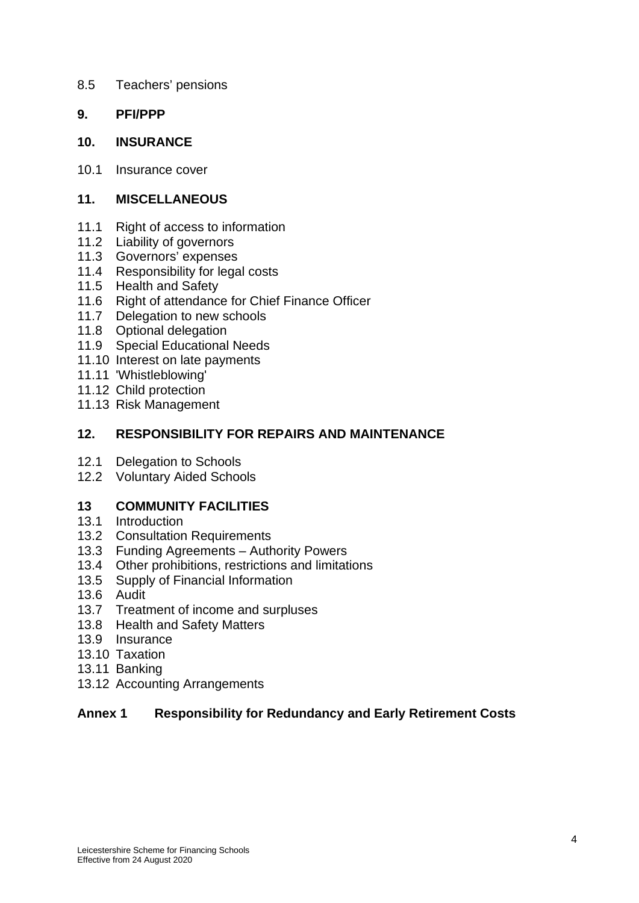8.5 Teachers' pensions

**9. PFI/PPP**

**10. INSURANCE**

10.1 Insurance cover

**11. MISCELLANEOUS**

11.1 Right of access to information
11.2 Liability of governors
11.3 Governors' expenses
11.4 Responsibility for legal costs
11.5 Health and Safety
11.6 Right of attendance for Chief Finance Officer
11.7 Delegation to new schools
11.8 Optional delegation
11.9 Special Educational Needs
11.10 Interest on late payments
11.11 'Whistleblowing'
11.12 Child protection
11.13 Risk Management

**12. RESPONSIBILITY FOR REPAIRS AND MAINTENANCE**

12.1 Delegation to Schools
12.2 Voluntary Aided Schools

**13 COMMUNITY FACILITIES**

13.1 Introduction
13.2 Consultation Requirements
13.3 Funding Agreements – Authority Powers
13.4 Other prohibitions, restrictions and limitations
13.5 Supply of Financial Information
13.6 Audit
13.7 Treatment of income and surpluses
13.8 Health and Safety Matters
13.9 Insurance
13.10 Taxation
13.11 Banking
13.12 Accounting Arrangements

**Annex 1 Responsibility for Redundancy and Early Retirement Costs**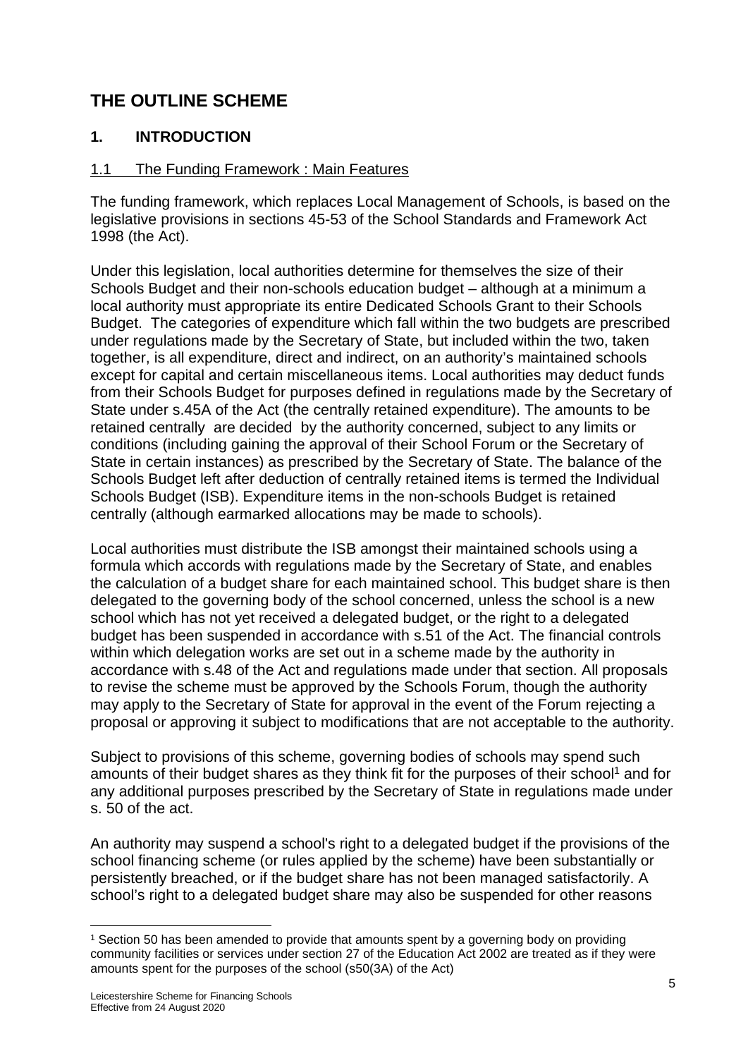# THE OUTLINE SCHEME

## 1. INTRODUCTION

### 1.1 The Funding Framework : Main Features

The funding framework, which replaces Local Management of Schools, is based on the legislative provisions in sections 45-53 of the School Standards and Framework Act 1998 (the Act).

Under this legislation, local authorities determine for themselves the size of their Schools Budget and their non-schools education budget – although at a minimum a local authority must appropriate its entire Dedicated Schools Grant to their Schools Budget. The categories of expenditure which fall within the two budgets are prescribed under regulations made by the Secretary of State, but included within the two, taken together, is all expenditure, direct and indirect, on an authority's maintained schools except for capital and certain miscellaneous items. Local authorities may deduct funds from their Schools Budget for purposes defined in regulations made by the Secretary of State under s.45A of the Act (the centrally retained expenditure). The amounts to be retained centrally are decided by the authority concerned, subject to any limits or conditions (including gaining the approval of their School Forum or the Secretary of State in certain instances) as prescribed by the Secretary of State. The balance of the Schools Budget left after deduction of centrally retained items is termed the Individual Schools Budget (ISB). Expenditure items in the non-schools Budget is retained centrally (although earmarked allocations may be made to schools).

Local authorities must distribute the ISB amongst their maintained schools using a formula which accords with regulations made by the Secretary of State, and enables the calculation of a budget share for each maintained school. This budget share is then delegated to the governing body of the school concerned, unless the school is a new school which has not yet received a delegated budget, or the right to a delegated budget has been suspended in accordance with s.51 of the Act. The financial controls within which delegation works are set out in a scheme made by the authority in accordance with s.48 of the Act and regulations made under that section. All proposals to revise the scheme must be approved by the Schools Forum, though the authority may apply to the Secretary of State for approval in the event of the Forum rejecting a proposal or approving it subject to modifications that are not acceptable to the authority.

Subject to provisions of this scheme, governing bodies of schools may spend such amounts of their budget shares as they think fit for the purposes of their school[1] and for any additional purposes prescribed by the Secretary of State in regulations made under s. 50 of the act.

An authority may suspend a school's right to a delegated budget if the provisions of the school financing scheme (or rules applied by the scheme) have been substantially or persistently breached, or if the budget share has not been managed satisfactorily. A school's right to a delegated budget share may also be suspended for other reasons

[1] Section 50 has been amended to provide that amounts spent by a governing body on providing community facilities or services under section 27 of the Education Act 2002 are treated as if they were amounts spent for the purposes of the school (s50(3A) of the Act)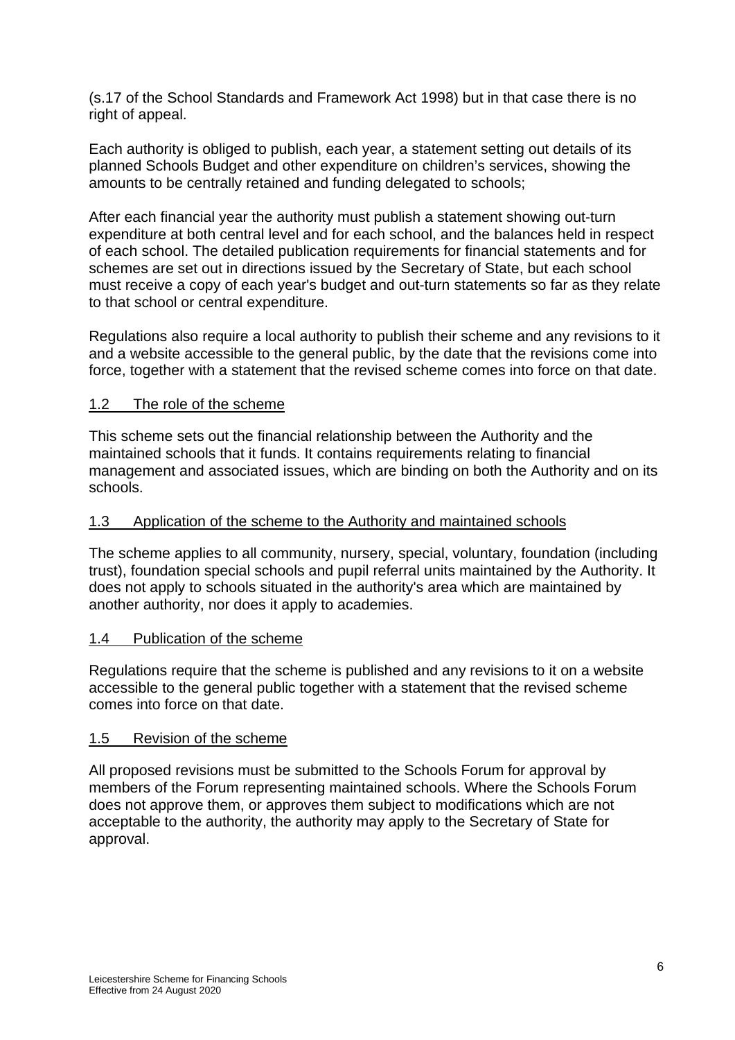(s.17 of the School Standards and Framework Act 1998) but in that case there is no right of appeal.

Each authority is obliged to publish, each year, a statement setting out details of its planned Schools Budget and other expenditure on children's services, showing the amounts to be centrally retained and funding delegated to schools;

After each financial year the authority must publish a statement showing out-turn expenditure at both central level and for each school, and the balances held in respect of each school. The detailed publication requirements for financial statements and for schemes are set out in directions issued by the Secretary of State, but each school must receive a copy of each year's budget and out-turn statements so far as they relate to that school or central expenditure.

Regulations also require a local authority to publish their scheme and any revisions to it and a website accessible to the general public, by the date that the revisions come into force, together with a statement that the revised scheme comes into force on that date.

## 1.2 The role of the scheme

This scheme sets out the financial relationship between the Authority and the maintained schools that it funds. It contains requirements relating to financial management and associated issues, which are binding on both the Authority and on its schools.

## 1.3 Application of the scheme to the Authority and maintained schools

The scheme applies to all community, nursery, special, voluntary, foundation (including trust), foundation special schools and pupil referral units maintained by the Authority. It does not apply to schools situated in the authority's area which are maintained by another authority, nor does it apply to academies.

## 1.4 Publication of the scheme

Regulations require that the scheme is published and any revisions to it on a website accessible to the general public together with a statement that the revised scheme comes into force on that date.

## 1.5 Revision of the scheme

All proposed revisions must be submitted to the Schools Forum for approval by members of the Forum representing maintained schools. Where the Schools Forum does not approve them, or approves them subject to modifications which are not acceptable to the authority, the authority may apply to the Secretary of State for approval.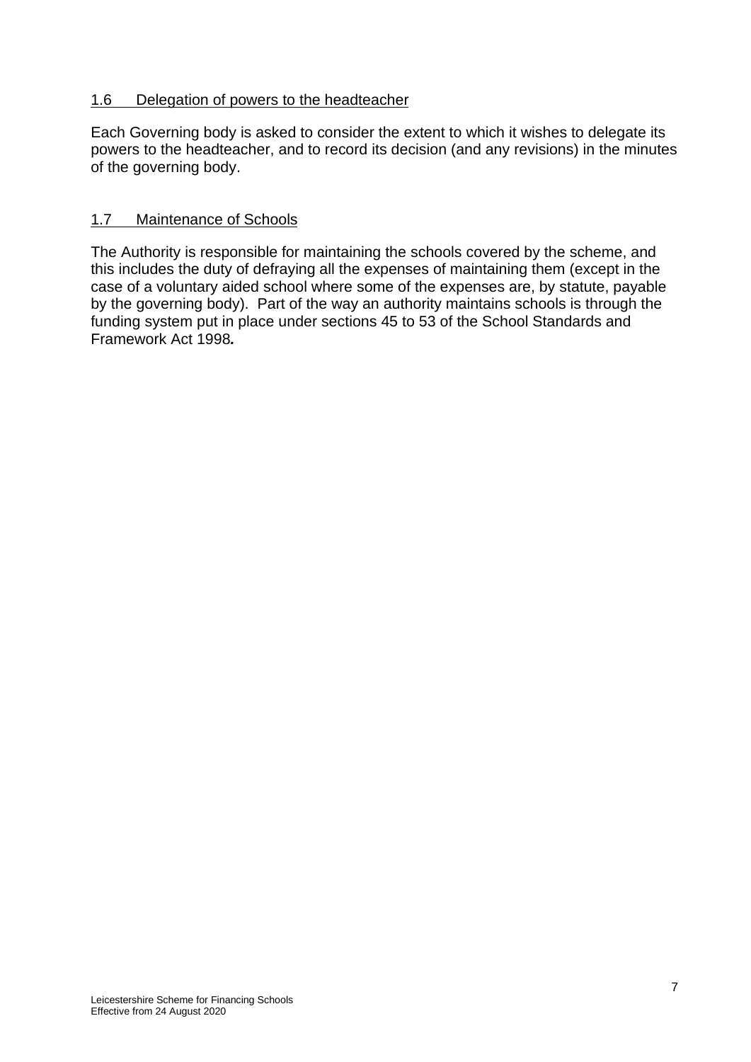## 1.6 Delegation of powers to the headteacher

Each Governing body is asked to consider the extent to which it wishes to delegate its powers to the headteacher, and to record its decision (and any revisions) in the minutes of the governing body.

## 1.7 Maintenance of Schools

The Authority is responsible for maintaining the schools covered by the scheme, and this includes the duty of defraying all the expenses of maintaining them (except in the case of a voluntary aided school where some of the expenses are, by statute, payable by the governing body). Part of the way an authority maintains schools is through the funding system put in place under sections 45 to 53 of the School Standards and Framework Act 1998**.**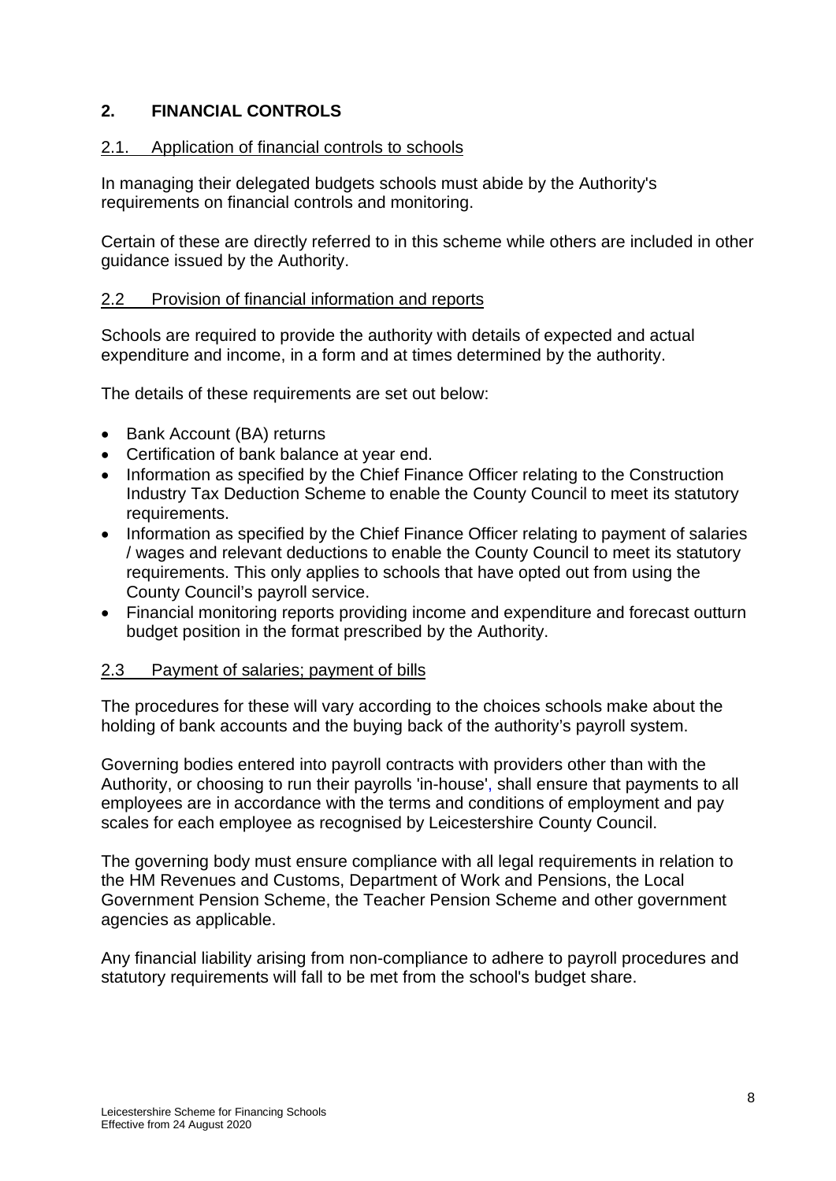## 2. FINANCIAL CONTROLS

### 2.1. Application of financial controls to schools

In managing their delegated budgets schools must abide by the Authority's requirements on financial controls and monitoring.

Certain of these are directly referred to in this scheme while others are included in other guidance issued by the Authority.

### 2.2 Provision of financial information and reports

Schools are required to provide the authority with details of expected and actual expenditure and income, in a form and at times determined by the authority.

The details of these requirements are set out below:

- Bank Account (BA) returns
- Certification of bank balance at year end.
- Information as specified by the Chief Finance Officer relating to the Construction Industry Tax Deduction Scheme to enable the County Council to meet its statutory requirements.
- Information as specified by the Chief Finance Officer relating to payment of salaries / wages and relevant deductions to enable the County Council to meet its statutory requirements. This only applies to schools that have opted out from using the County Council's payroll service.
- Financial monitoring reports providing income and expenditure and forecast outturn budget position in the format prescribed by the Authority.

### 2.3 Payment of salaries; payment of bills

The procedures for these will vary according to the choices schools make about the holding of bank accounts and the buying back of the authority's payroll system.

Governing bodies entered into payroll contracts with providers other than with the Authority, or choosing to run their payrolls 'in-house', shall ensure that payments to all employees are in accordance with the terms and conditions of employment and pay scales for each employee as recognised by Leicestershire County Council.

The governing body must ensure compliance with all legal requirements in relation to the HM Revenues and Customs, Department of Work and Pensions, the Local Government Pension Scheme, the Teacher Pension Scheme and other government agencies as applicable.

Any financial liability arising from non-compliance to adhere to payroll procedures and statutory requirements will fall to be met from the school's budget share.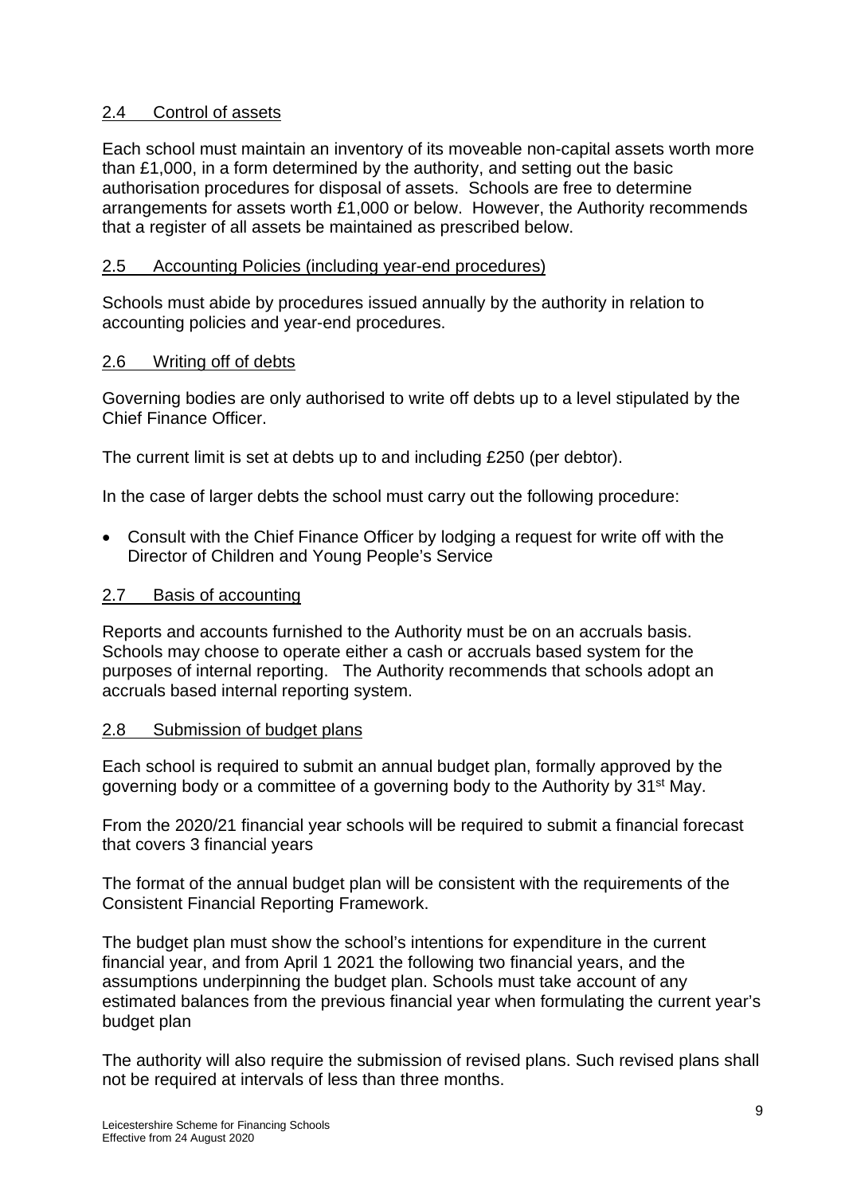## 2.4 Control of assets

Each school must maintain an inventory of its moveable non-capital assets worth more than £1,000, in a form determined by the authority, and setting out the basic authorisation procedures for disposal of assets. Schools are free to determine arrangements for assets worth £1,000 or below. However, the Authority recommends that a register of all assets be maintained as prescribed below.

## 2.5 Accounting Policies (including year-end procedures)

Schools must abide by procedures issued annually by the authority in relation to accounting policies and year-end procedures.

## 2.6 Writing off of debts

Governing bodies are only authorised to write off debts up to a level stipulated by the Chief Finance Officer.

The current limit is set at debts up to and including £250 (per debtor).

In the case of larger debts the school must carry out the following procedure:

- Consult with the Chief Finance Officer by lodging a request for write off with the Director of Children and Young People's Service

## 2.7 Basis of accounting

Reports and accounts furnished to the Authority must be on an accruals basis. Schools may choose to operate either a cash or accruals based system for the purposes of internal reporting. The Authority recommends that schools adopt an accruals based internal reporting system.

## 2.8 Submission of budget plans

Each school is required to submit an annual budget plan, formally approved by the governing body or a committee of a governing body to the Authority by 31st May.

From the 2020/21 financial year schools will be required to submit a financial forecast that covers 3 financial years

The format of the annual budget plan will be consistent with the requirements of the Consistent Financial Reporting Framework.

The budget plan must show the school's intentions for expenditure in the current financial year, and from April 1 2021 the following two financial years, and the assumptions underpinning the budget plan. Schools must take account of any estimated balances from the previous financial year when formulating the current year's budget plan

The authority will also require the submission of revised plans. Such revised plans shall not be required at intervals of less than three months.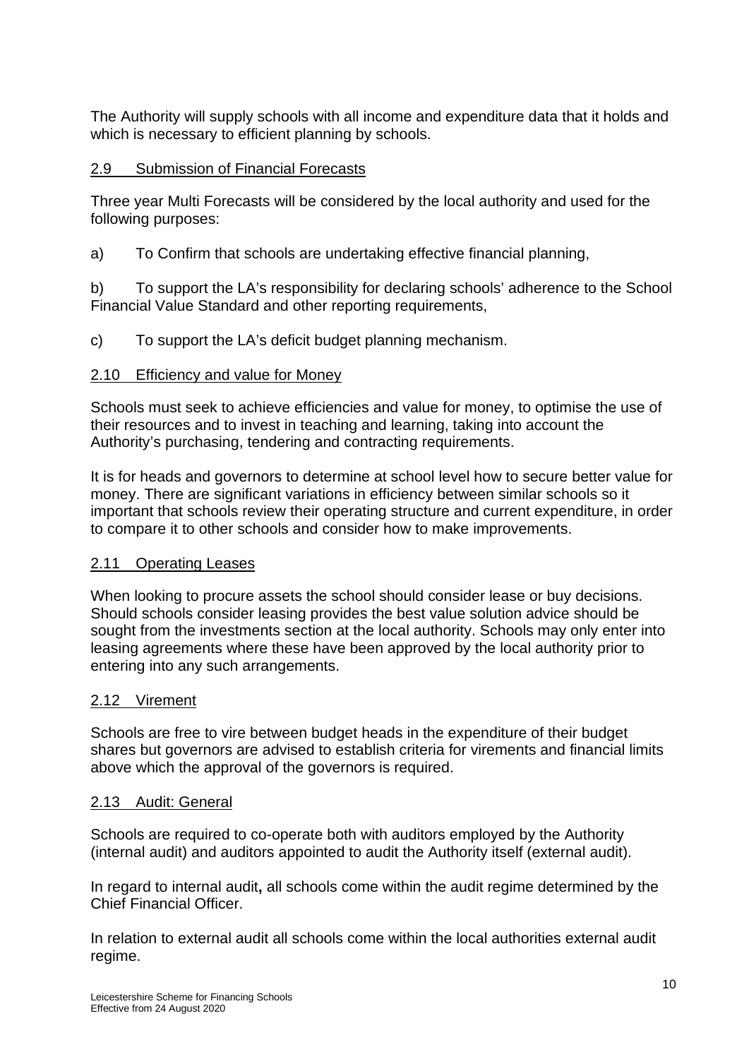The Authority will supply schools with all income and expenditure data that it holds and which is necessary to efficient planning by schools.

## 2.9 Submission of Financial Forecasts

Three year Multi Forecasts will be considered by the local authority and used for the following purposes:

a) To Confirm that schools are undertaking effective financial planning,

b) To support the LA's responsibility for declaring schools' adherence to the School Financial Value Standard and other reporting requirements,

c) To support the LA's deficit budget planning mechanism.

## 2.10 Efficiency and value for Money

Schools must seek to achieve efficiencies and value for money, to optimise the use of their resources and to invest in teaching and learning, taking into account the Authority's purchasing, tendering and contracting requirements.

It is for heads and governors to determine at school level how to secure better value for money. There are significant variations in efficiency between similar schools so it important that schools review their operating structure and current expenditure, in order to compare it to other schools and consider how to make improvements.

## 2.11 Operating Leases

When looking to procure assets the school should consider lease or buy decisions. Should schools consider leasing provides the best value solution advice should be sought from the investments section at the local authority. Schools may only enter into leasing agreements where these have been approved by the local authority prior to entering into any such arrangements.

## 2.12 Virement

Schools are free to vire between budget heads in the expenditure of their budget shares but governors are advised to establish criteria for virements and financial limits above which the approval of the governors is required.

## 2.13 Audit: General

Schools are required to co-operate both with auditors employed by the Authority (internal audit) and auditors appointed to audit the Authority itself (external audit).

In regard to internal audit**,** all schools come within the audit regime determined by the Chief Financial Officer.

In relation to external audit all schools come within the local authorities external audit regime.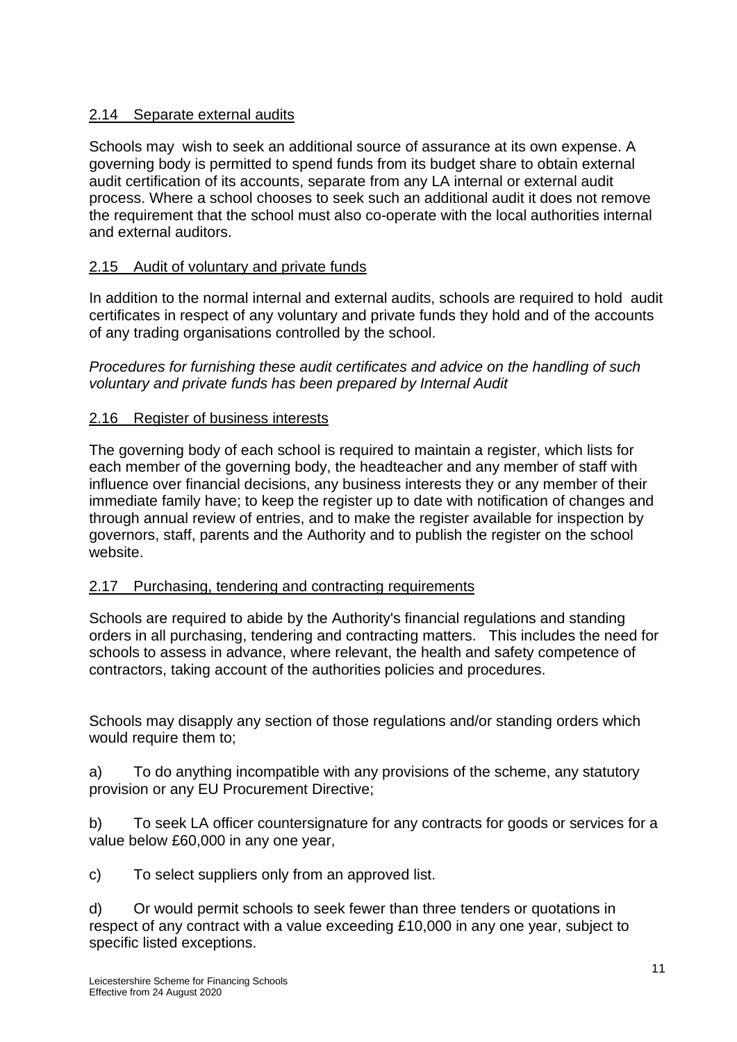### 2.14 Separate external audits

Schools may wish to seek an additional source of assurance at its own expense. A governing body is permitted to spend funds from its budget share to obtain external audit certification of its accounts, separate from any LA internal or external audit process. Where a school chooses to seek such an additional audit it does not remove the requirement that the school must also co-operate with the local authorities internal and external auditors.

### 2.15 Audit of voluntary and private funds

In addition to the normal internal and external audits, schools are required to hold audit certificates in respect of any voluntary and private funds they hold and of the accounts of any trading organisations controlled by the school.

*Procedures for furnishing these audit certificates and advice on the handling of such voluntary and private funds has been prepared by Internal Audit*

### 2.16 Register of business interests

The governing body of each school is required to maintain a register, which lists for each member of the governing body, the headteacher and any member of staff with influence over financial decisions, any business interests they or any member of their immediate family have; to keep the register up to date with notification of changes and through annual review of entries, and to make the register available for inspection by governors, staff, parents and the Authority and to publish the register on the school website.

### 2.17 Purchasing, tendering and contracting requirements

Schools are required to abide by the Authority's financial regulations and standing orders in all purchasing, tendering and contracting matters. This includes the need for schools to assess in advance, where relevant, the health and safety competence of contractors, taking account of the authorities policies and procedures.

Schools may disapply any section of those regulations and/or standing orders which would require them to;

a) To do anything incompatible with any provisions of the scheme, any statutory provision or any EU Procurement Directive;

b) To seek LA officer countersignature for any contracts for goods or services for a value below £60,000 in any one year,

c) To select suppliers only from an approved list.

d) Or would permit schools to seek fewer than three tenders or quotations in respect of any contract with a value exceeding £10,000 in any one year, subject to specific listed exceptions.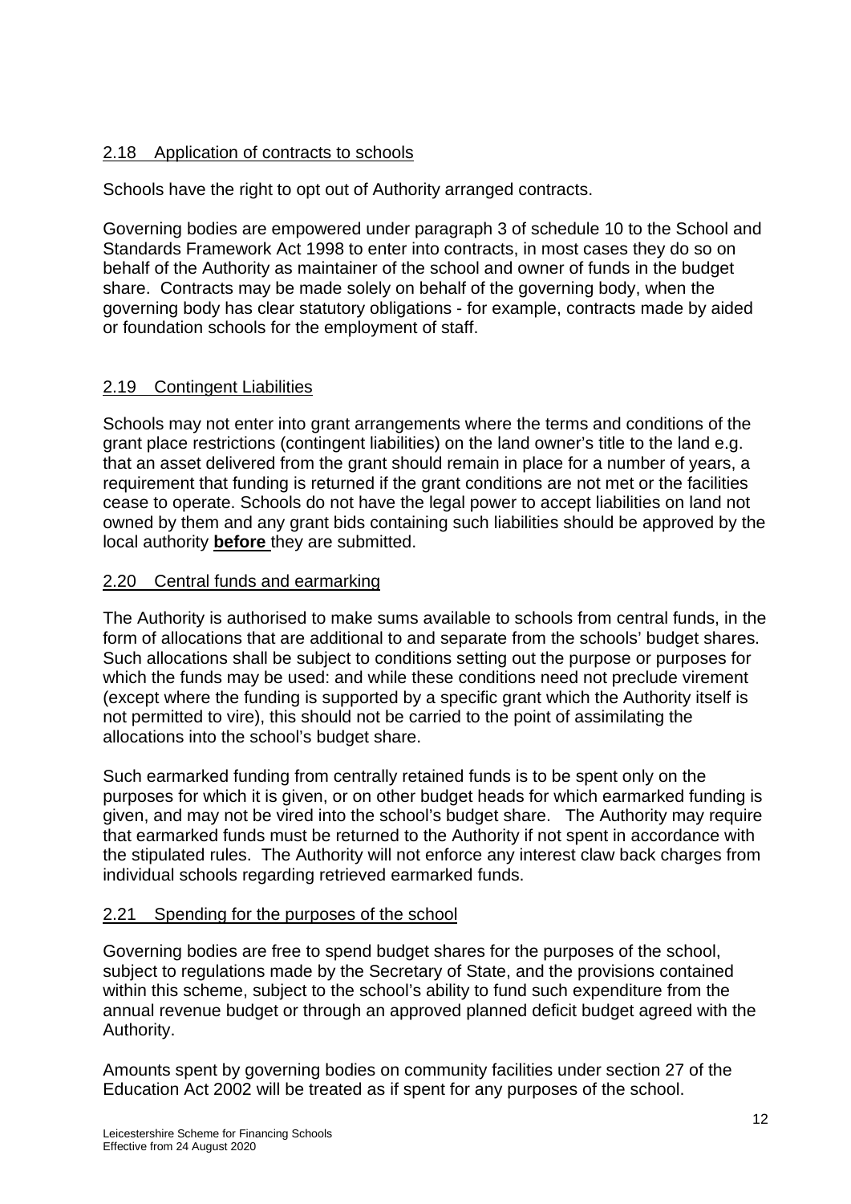## 2.18 Application of contracts to schools

Schools have the right to opt out of Authority arranged contracts.

Governing bodies are empowered under paragraph 3 of schedule 10 to the School and Standards Framework Act 1998 to enter into contracts, in most cases they do so on behalf of the Authority as maintainer of the school and owner of funds in the budget share. Contracts may be made solely on behalf of the governing body, when the governing body has clear statutory obligations - for example, contracts made by aided or foundation schools for the employment of staff.

## 2.19 Contingent Liabilities

Schools may not enter into grant arrangements where the terms and conditions of the grant place restrictions (contingent liabilities) on the land owner's title to the land e.g. that an asset delivered from the grant should remain in place for a number of years, a requirement that funding is returned if the grant conditions are not met or the facilities cease to operate. Schools do not have the legal power to accept liabilities on land not owned by them and any grant bids containing such liabilities should be approved by the local authority **before** they are submitted.

## 2.20 Central funds and earmarking

The Authority is authorised to make sums available to schools from central funds, in the form of allocations that are additional to and separate from the schools' budget shares. Such allocations shall be subject to conditions setting out the purpose or purposes for which the funds may be used: and while these conditions need not preclude virement (except where the funding is supported by a specific grant which the Authority itself is not permitted to vire), this should not be carried to the point of assimilating the allocations into the school's budget share.

Such earmarked funding from centrally retained funds is to be spent only on the purposes for which it is given, or on other budget heads for which earmarked funding is given, and may not be vired into the school's budget share. The Authority may require that earmarked funds must be returned to the Authority if not spent in accordance with the stipulated rules. The Authority will not enforce any interest claw back charges from individual schools regarding retrieved earmarked funds.

## 2.21 Spending for the purposes of the school

Governing bodies are free to spend budget shares for the purposes of the school, subject to regulations made by the Secretary of State, and the provisions contained within this scheme, subject to the school's ability to fund such expenditure from the annual revenue budget or through an approved planned deficit budget agreed with the Authority.

Amounts spent by governing bodies on community facilities under section 27 of the Education Act 2002 will be treated as if spent for any purposes of the school.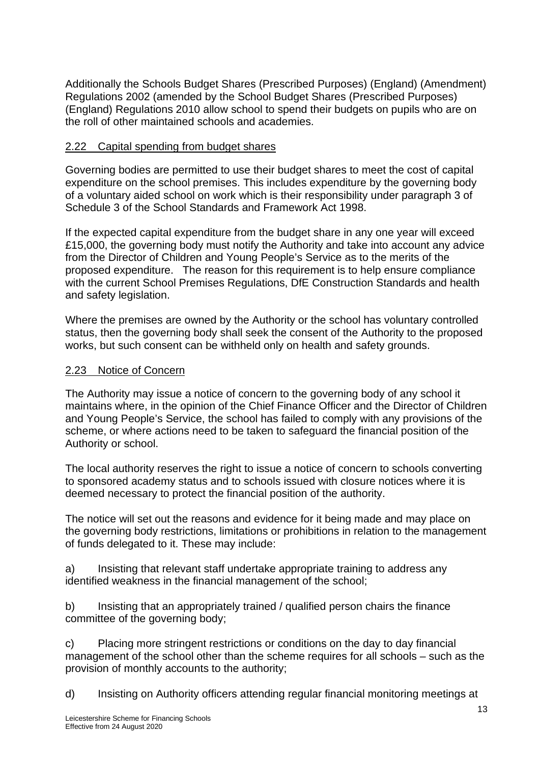Additionally the Schools Budget Shares (Prescribed Purposes) (England) (Amendment) Regulations 2002 (amended by the School Budget Shares (Prescribed Purposes) (England) Regulations 2010 allow school to spend their budgets on pupils who are on the roll of other maintained schools and academies.

### 2.22 Capital spending from budget shares

Governing bodies are permitted to use their budget shares to meet the cost of capital expenditure on the school premises. This includes expenditure by the governing body of a voluntary aided school on work which is their responsibility under paragraph 3 of Schedule 3 of the School Standards and Framework Act 1998.

If the expected capital expenditure from the budget share in any one year will exceed £15,000, the governing body must notify the Authority and take into account any advice from the Director of Children and Young People's Service as to the merits of the proposed expenditure. The reason for this requirement is to help ensure compliance with the current School Premises Regulations, DfE Construction Standards and health and safety legislation.

Where the premises are owned by the Authority or the school has voluntary controlled status, then the governing body shall seek the consent of the Authority to the proposed works, but such consent can be withheld only on health and safety grounds.

### 2.23 Notice of Concern

The Authority may issue a notice of concern to the governing body of any school it maintains where, in the opinion of the Chief Finance Officer and the Director of Children and Young People's Service, the school has failed to comply with any provisions of the scheme, or where actions need to be taken to safeguard the financial position of the Authority or school.

The local authority reserves the right to issue a notice of concern to schools converting to sponsored academy status and to schools issued with closure notices where it is deemed necessary to protect the financial position of the authority.

The notice will set out the reasons and evidence for it being made and may place on the governing body restrictions, limitations or prohibitions in relation to the management of funds delegated to it. These may include:

a) Insisting that relevant staff undertake appropriate training to address any identified weakness in the financial management of the school;

b) Insisting that an appropriately trained / qualified person chairs the finance committee of the governing body;

c) Placing more stringent restrictions or conditions on the day to day financial management of the school other than the scheme requires for all schools – such as the provision of monthly accounts to the authority;

d) Insisting on Authority officers attending regular financial monitoring meetings at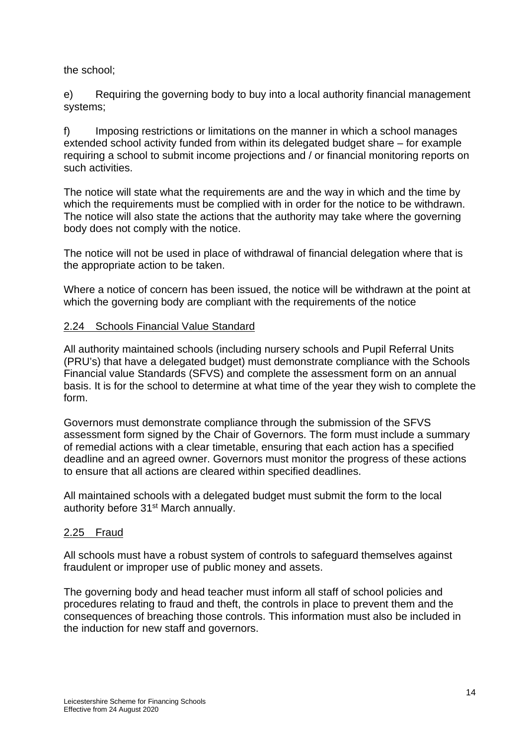the school;

e) Requiring the governing body to buy into a local authority financial management systems;

f) Imposing restrictions or limitations on the manner in which a school manages extended school activity funded from within its delegated budget share – for example requiring a school to submit income projections and / or financial monitoring reports on such activities.

The notice will state what the requirements are and the way in which and the time by which the requirements must be complied with in order for the notice to be withdrawn. The notice will also state the actions that the authority may take where the governing body does not comply with the notice.

The notice will not be used in place of withdrawal of financial delegation where that is the appropriate action to be taken.

Where a notice of concern has been issued, the notice will be withdrawn at the point at which the governing body are compliant with the requirements of the notice

## 2.24 Schools Financial Value Standard

All authority maintained schools (including nursery schools and Pupil Referral Units (PRU's) that have a delegated budget) must demonstrate compliance with the Schools Financial value Standards (SFVS) and complete the assessment form on an annual basis. It is for the school to determine at what time of the year they wish to complete the form.

Governors must demonstrate compliance through the submission of the SFVS assessment form signed by the Chair of Governors. The form must include a summary of remedial actions with a clear timetable, ensuring that each action has a specified deadline and an agreed owner. Governors must monitor the progress of these actions to ensure that all actions are cleared within specified deadlines.

All maintained schools with a delegated budget must submit the form to the local authority before 31st March annually.

## 2.25 Fraud

All schools must have a robust system of controls to safeguard themselves against fraudulent or improper use of public money and assets.

The governing body and head teacher must inform all staff of school policies and procedures relating to fraud and theft, the controls in place to prevent them and the consequences of breaching those controls. This information must also be included in the induction for new staff and governors.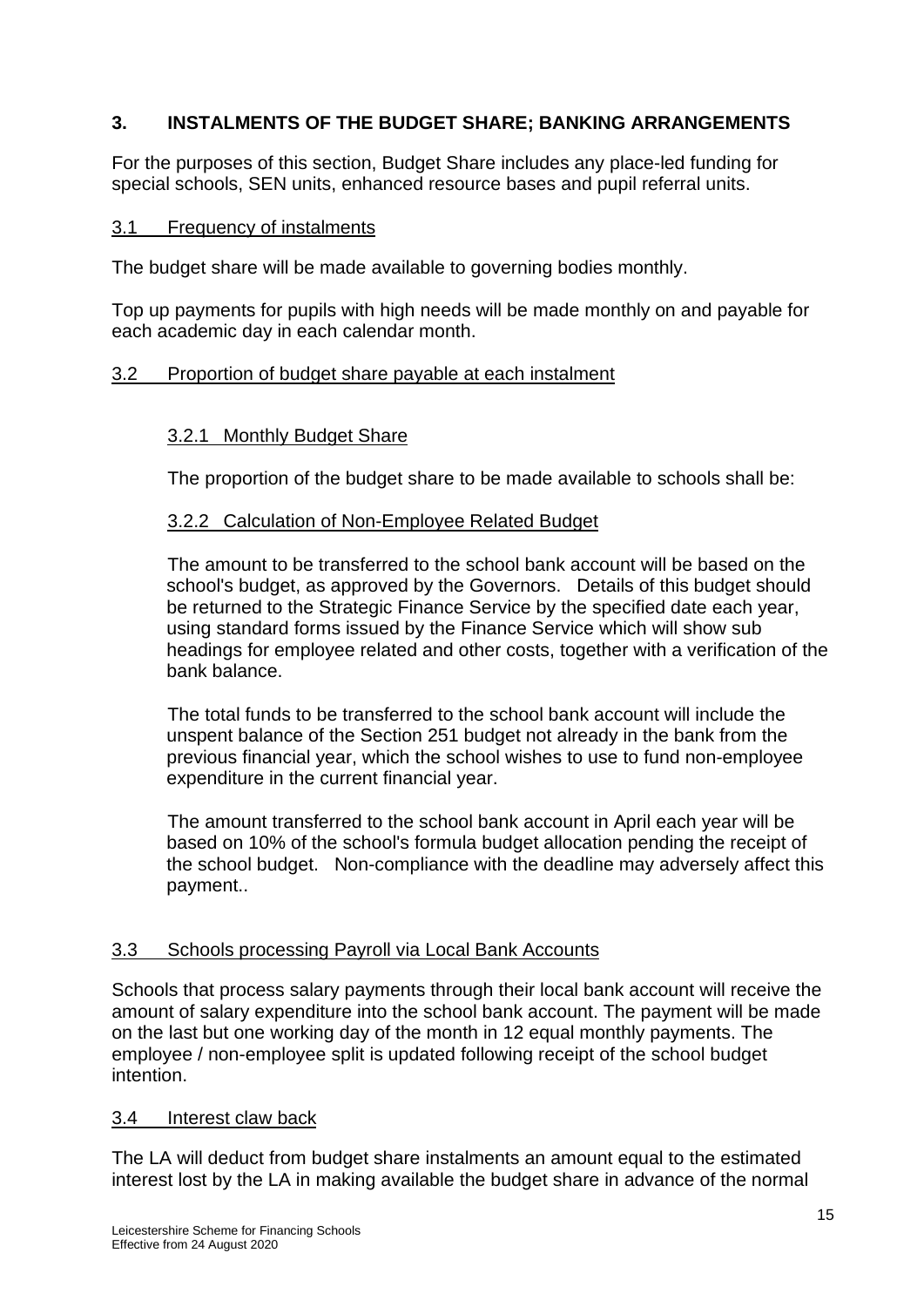## 3. INSTALMENTS OF THE BUDGET SHARE; BANKING ARRANGEMENTS

For the purposes of this section, Budget Share includes any place-led funding for special schools, SEN units, enhanced resource bases and pupil referral units.

### 3.1 Frequency of instalments

The budget share will be made available to governing bodies monthly.

Top up payments for pupils with high needs will be made monthly on and payable for each academic day in each calendar month.

### 3.2 Proportion of budget share payable at each instalment

#### 3.2.1 Monthly Budget Share

The proportion of the budget share to be made available to schools shall be:

#### 3.2.2 Calculation of Non-Employee Related Budget

The amount to be transferred to the school bank account will be based on the school's budget, as approved by the Governors. Details of this budget should be returned to the Strategic Finance Service by the specified date each year, using standard forms issued by the Finance Service which will show sub headings for employee related and other costs, together with a verification of the bank balance.

The total funds to be transferred to the school bank account will include the unspent balance of the Section 251 budget not already in the bank from the previous financial year, which the school wishes to use to fund non-employee expenditure in the current financial year.

The amount transferred to the school bank account in April each year will be based on 10% of the school's formula budget allocation pending the receipt of the school budget. Non-compliance with the deadline may adversely affect this payment..

### 3.3 Schools processing Payroll via Local Bank Accounts

Schools that process salary payments through their local bank account will receive the amount of salary expenditure into the school bank account. The payment will be made on the last but one working day of the month in 12 equal monthly payments. The employee / non-employee split is updated following receipt of the school budget intention.

### 3.4 Interest claw back

The LA will deduct from budget share instalments an amount equal to the estimated interest lost by the LA in making available the budget share in advance of the normal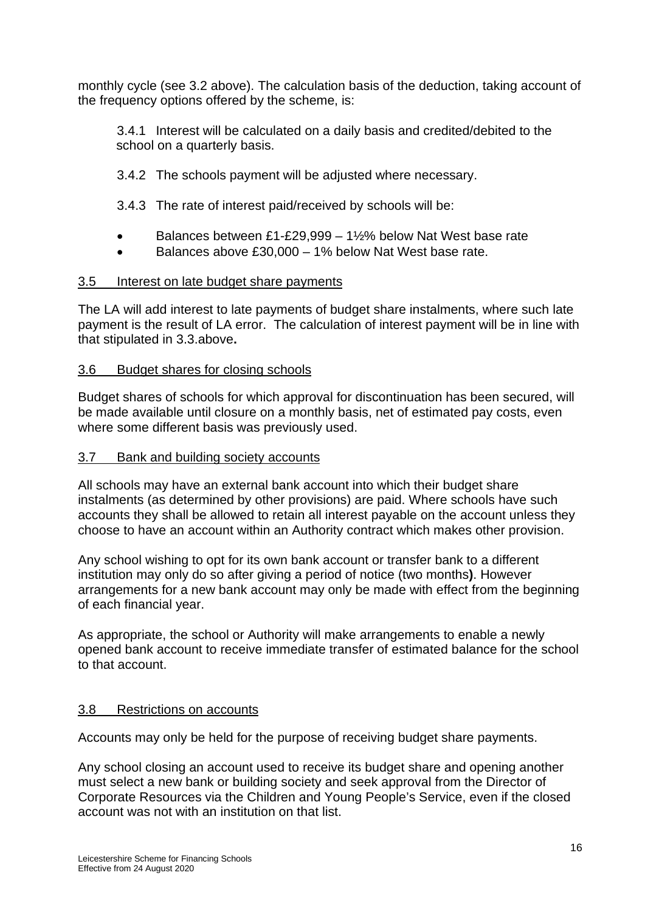monthly cycle (see 3.2 above). The calculation basis of the deduction, taking account of the frequency options offered by the scheme, is:

3.4.1 Interest will be calculated on a daily basis and credited/debited to the school on a quarterly basis.

3.4.2 The schools payment will be adjusted where necessary.

3.4.3 The rate of interest paid/received by schools will be:

- Balances between £1-£29,999 – 1½% below Nat West base rate
- Balances above £30,000 – 1% below Nat West base rate.

### 3.5 Interest on late budget share payments

The LA will add interest to late payments of budget share instalments, where such late payment is the result of LA error. The calculation of interest payment will be in line with that stipulated in 3.3.above**.**

### 3.6 Budget shares for closing schools

Budget shares of schools for which approval for discontinuation has been secured, will be made available until closure on a monthly basis, net of estimated pay costs, even where some different basis was previously used.

### 3.7 Bank and building society accounts

All schools may have an external bank account into which their budget share instalments (as determined by other provisions) are paid. Where schools have such accounts they shall be allowed to retain all interest payable on the account unless they choose to have an account within an Authority contract which makes other provision.

Any school wishing to opt for its own bank account or transfer bank to a different institution may only do so after giving a period of notice (two months**)**. However arrangements for a new bank account may only be made with effect from the beginning of each financial year.

As appropriate, the school or Authority will make arrangements to enable a newly opened bank account to receive immediate transfer of estimated balance for the school to that account.

### 3.8 Restrictions on accounts

Accounts may only be held for the purpose of receiving budget share payments.

Any school closing an account used to receive its budget share and opening another must select a new bank or building society and seek approval from the Director of Corporate Resources via the Children and Young People's Service, even if the closed account was not with an institution on that list.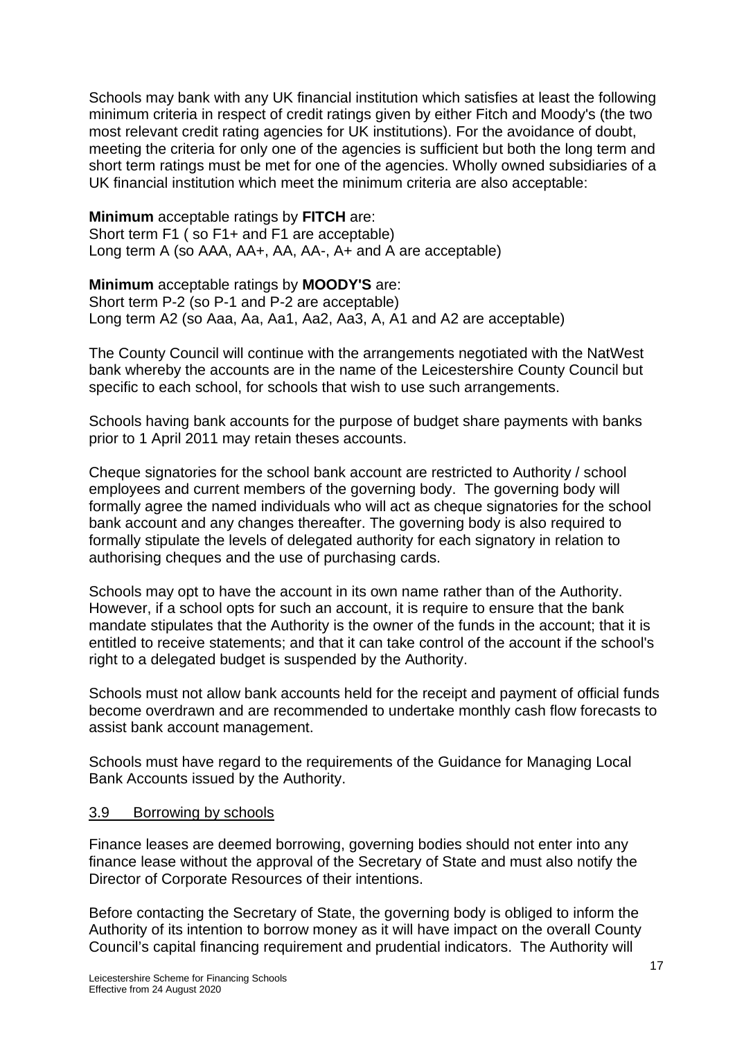Schools may bank with any UK financial institution which satisfies at least the following minimum criteria in respect of credit ratings given by either Fitch and Moody's (the two most relevant credit rating agencies for UK institutions). For the avoidance of doubt, meeting the criteria for only one of the agencies is sufficient but both the long term and short term ratings must be met for one of the agencies. Wholly owned subsidiaries of a UK financial institution which meet the minimum criteria are also acceptable:

**Minimum** acceptable ratings by **FITCH** are:
Short term F1 ( so F1+ and F1 are acceptable)
Long term A (so AAA, AA+, AA, AA-, A+ and A are acceptable)

**Minimum** acceptable ratings by **MOODY'S** are:
Short term P-2 (so P-1 and P-2 are acceptable)
Long term A2 (so Aaa, Aa, Aa1, Aa2, Aa3, A, A1 and A2 are acceptable)

The County Council will continue with the arrangements negotiated with the NatWest bank whereby the accounts are in the name of the Leicestershire County Council but specific to each school, for schools that wish to use such arrangements.

Schools having bank accounts for the purpose of budget share payments with banks prior to 1 April 2011 may retain theses accounts.

Cheque signatories for the school bank account are restricted to Authority / school employees and current members of the governing body. The governing body will formally agree the named individuals who will act as cheque signatories for the school bank account and any changes thereafter. The governing body is also required to formally stipulate the levels of delegated authority for each signatory in relation to authorising cheques and the use of purchasing cards.

Schools may opt to have the account in its own name rather than of the Authority. However, if a school opts for such an account, it is require to ensure that the bank mandate stipulates that the Authority is the owner of the funds in the account; that it is entitled to receive statements; and that it can take control of the account if the school's right to a delegated budget is suspended by the Authority.

Schools must not allow bank accounts held for the receipt and payment of official funds become overdrawn and are recommended to undertake monthly cash flow forecasts to assist bank account management.

Schools must have regard to the requirements of the Guidance for Managing Local Bank Accounts issued by the Authority.

### 3.9 Borrowing by schools

Finance leases are deemed borrowing, governing bodies should not enter into any finance lease without the approval of the Secretary of State and must also notify the Director of Corporate Resources of their intentions.

Before contacting the Secretary of State, the governing body is obliged to inform the Authority of its intention to borrow money as it will have impact on the overall County Council's capital financing requirement and prudential indicators. The Authority will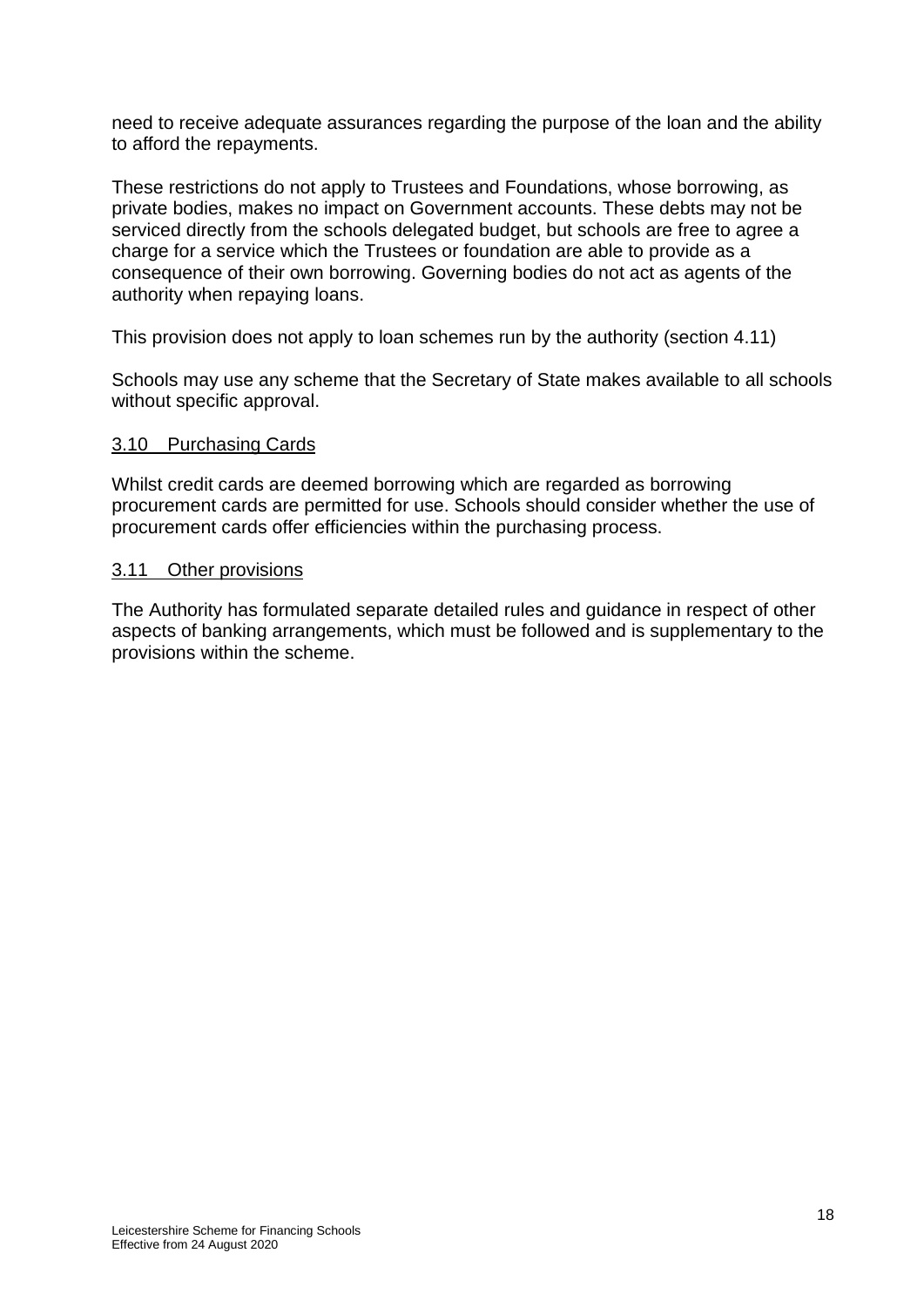need to receive adequate assurances regarding the purpose of the loan and the ability to afford the repayments.

These restrictions do not apply to Trustees and Foundations, whose borrowing, as private bodies, makes no impact on Government accounts. These debts may not be serviced directly from the schools delegated budget, but schools are free to agree a charge for a service which the Trustees or foundation are able to provide as a consequence of their own borrowing. Governing bodies do not act as agents of the authority when repaying loans.

This provision does not apply to loan schemes run by the authority (section 4.11)

Schools may use any scheme that the Secretary of State makes available to all schools without specific approval.

## 3.10 Purchasing Cards

Whilst credit cards are deemed borrowing which are regarded as borrowing procurement cards are permitted for use. Schools should consider whether the use of procurement cards offer efficiencies within the purchasing process.

## 3.11 Other provisions

The Authority has formulated separate detailed rules and guidance in respect of other aspects of banking arrangements, which must be followed and is supplementary to the provisions within the scheme.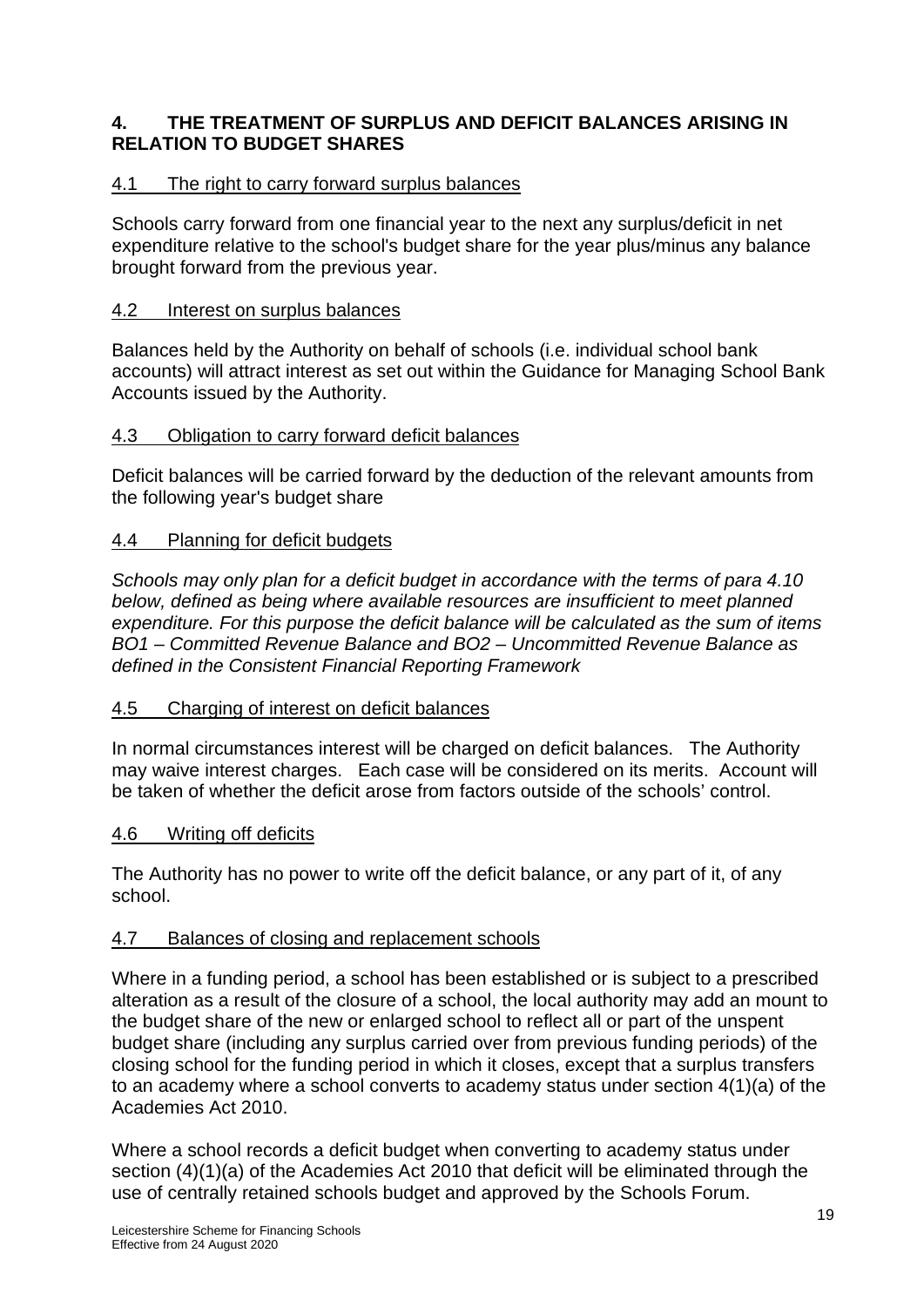## 4. THE TREATMENT OF SURPLUS AND DEFICIT BALANCES ARISING IN RELATION TO BUDGET SHARES

### 4.1 The right to carry forward surplus balances

Schools carry forward from one financial year to the next any surplus/deficit in net expenditure relative to the school's budget share for the year plus/minus any balance brought forward from the previous year.

### 4.2 Interest on surplus balances

Balances held by the Authority on behalf of schools (i.e. individual school bank accounts) will attract interest as set out within the Guidance for Managing School Bank Accounts issued by the Authority.

### 4.3 Obligation to carry forward deficit balances

Deficit balances will be carried forward by the deduction of the relevant amounts from the following year's budget share

### 4.4 Planning for deficit budgets

*Schools may only plan for a deficit budget in accordance with the terms of para 4.10 below, defined as being where available resources are insufficient to meet planned expenditure. For this purpose the deficit balance will be calculated as the sum of items BO1 – Committed Revenue Balance and BO2 – Uncommitted Revenue Balance as defined in the Consistent Financial Reporting Framework*

### 4.5 Charging of interest on deficit balances

In normal circumstances interest will be charged on deficit balances. The Authority may waive interest charges. Each case will be considered on its merits. Account will be taken of whether the deficit arose from factors outside of the schools' control.

### 4.6 Writing off deficits

The Authority has no power to write off the deficit balance, or any part of it, of any school.

### 4.7 Balances of closing and replacement schools

Where in a funding period, a school has been established or is subject to a prescribed alteration as a result of the closure of a school, the local authority may add an mount to the budget share of the new or enlarged school to reflect all or part of the unspent budget share (including any surplus carried over from previous funding periods) of the closing school for the funding period in which it closes, except that a surplus transfers to an academy where a school converts to academy status under section 4(1)(a) of the Academies Act 2010.

Where a school records a deficit budget when converting to academy status under section (4)(1)(a) of the Academies Act 2010 that deficit will be eliminated through the use of centrally retained schools budget and approved by the Schools Forum.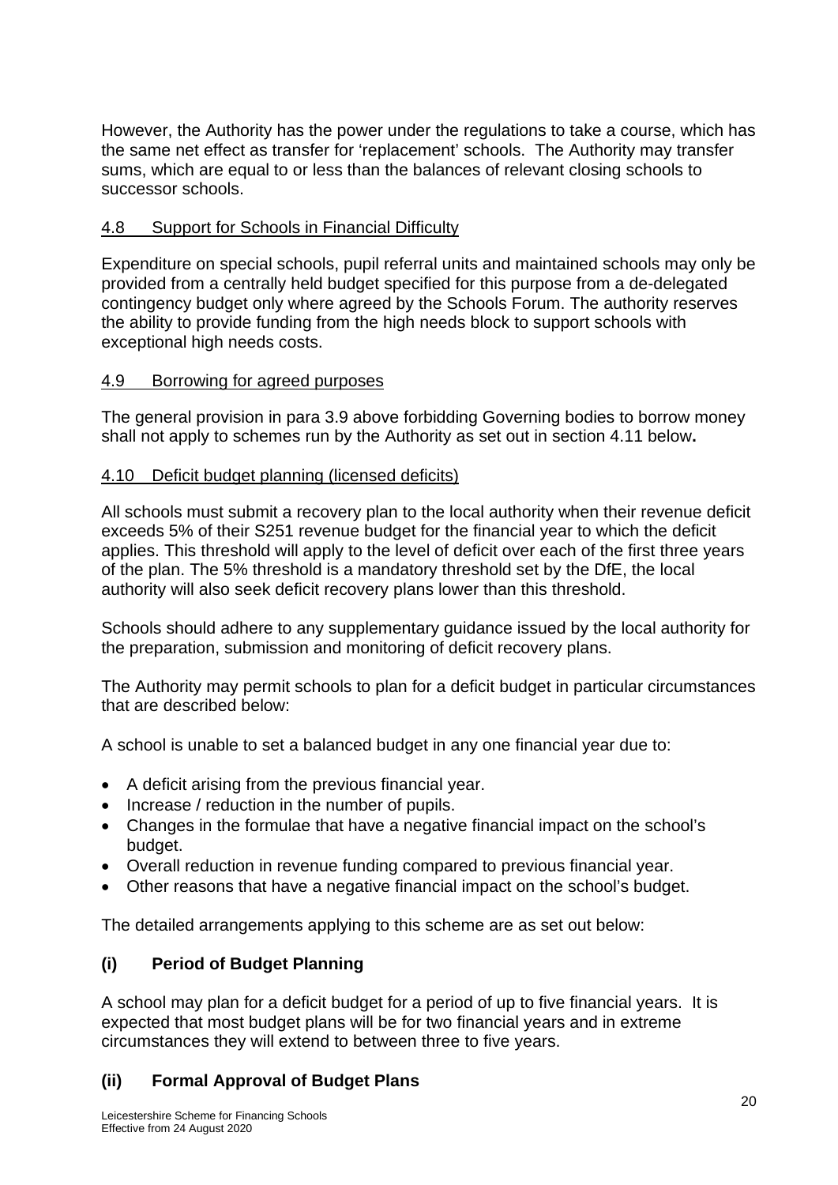However, the Authority has the power under the regulations to take a course, which has the same net effect as transfer for 'replacement' schools. The Authority may transfer sums, which are equal to or less than the balances of relevant closing schools to successor schools.

### 4.8 Support for Schools in Financial Difficulty

Expenditure on special schools, pupil referral units and maintained schools may only be provided from a centrally held budget specified for this purpose from a de-delegated contingency budget only where agreed by the Schools Forum. The authority reserves the ability to provide funding from the high needs block to support schools with exceptional high needs costs.

### 4.9 Borrowing for agreed purposes

The general provision in para 3.9 above forbidding Governing bodies to borrow money shall not apply to schemes run by the Authority as set out in section 4.11 below**.**

### 4.10 Deficit budget planning (licensed deficits)

All schools must submit a recovery plan to the local authority when their revenue deficit exceeds 5% of their S251 revenue budget for the financial year to which the deficit applies. This threshold will apply to the level of deficit over each of the first three years of the plan. The 5% threshold is a mandatory threshold set by the DfE, the local authority will also seek deficit recovery plans lower than this threshold.

Schools should adhere to any supplementary guidance issued by the local authority for the preparation, submission and monitoring of deficit recovery plans.

The Authority may permit schools to plan for a deficit budget in particular circumstances that are described below:

A school is unable to set a balanced budget in any one financial year due to:

- A deficit arising from the previous financial year.
- Increase / reduction in the number of pupils.
- Changes in the formulae that have a negative financial impact on the school's budget.
- Overall reduction in revenue funding compared to previous financial year.
- Other reasons that have a negative financial impact on the school's budget.

The detailed arrangements applying to this scheme are as set out below:

#### (i) Period of Budget Planning

A school may plan for a deficit budget for a period of up to five financial years. It is expected that most budget plans will be for two financial years and in extreme circumstances they will extend to between three to five years.

#### (ii) Formal Approval of Budget Plans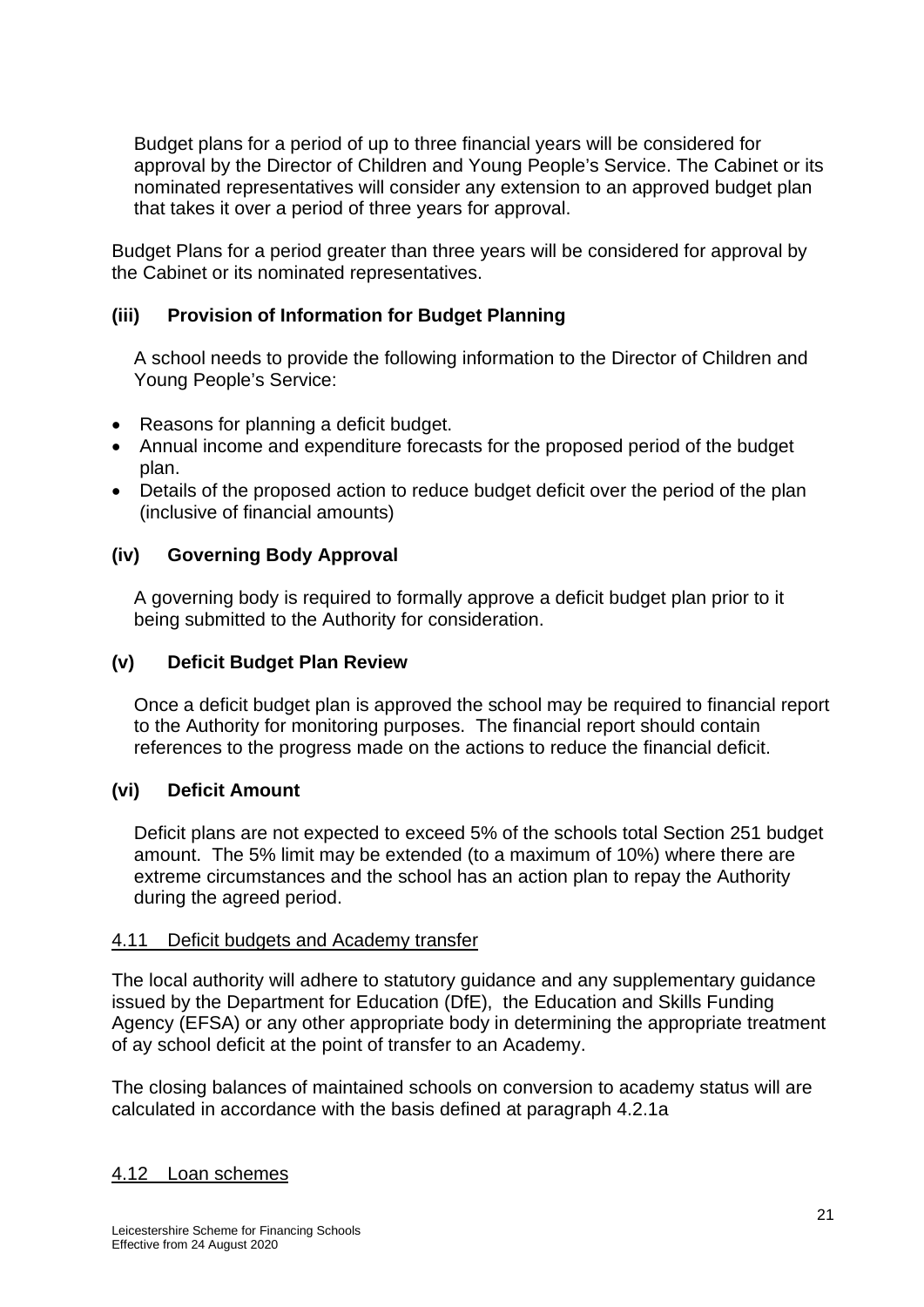Budget plans for a period of up to three financial years will be considered for approval by the Director of Children and Young People's Service. The Cabinet or its nominated representatives will consider any extension to an approved budget plan that takes it over a period of three years for approval.

Budget Plans for a period greater than three years will be considered for approval by the Cabinet or its nominated representatives.

**(iii) Provision of Information for Budget Planning**

A school needs to provide the following information to the Director of Children and Young People's Service:

- Reasons for planning a deficit budget.
- Annual income and expenditure forecasts for the proposed period of the budget plan.
- Details of the proposed action to reduce budget deficit over the period of the plan (inclusive of financial amounts)

**(iv) Governing Body Approval**

A governing body is required to formally approve a deficit budget plan prior to it being submitted to the Authority for consideration.

**(v) Deficit Budget Plan Review**

Once a deficit budget plan is approved the school may be required to financial report to the Authority for monitoring purposes. The financial report should contain references to the progress made on the actions to reduce the financial deficit.

**(vi) Deficit Amount**

Deficit plans are not expected to exceed 5% of the schools total Section 251 budget amount. The 5% limit may be extended (to a maximum of 10%) where there are extreme circumstances and the school has an action plan to repay the Authority during the agreed period.

4.11 Deficit budgets and Academy transfer

The local authority will adhere to statutory guidance and any supplementary guidance issued by the Department for Education (DfE), the Education and Skills Funding Agency (EFSA) or any other appropriate body in determining the appropriate treatment of ay school deficit at the point of transfer to an Academy.

The closing balances of maintained schools on conversion to academy status will are calculated in accordance with the basis defined at paragraph 4.2.1a

4.12 Loan schemes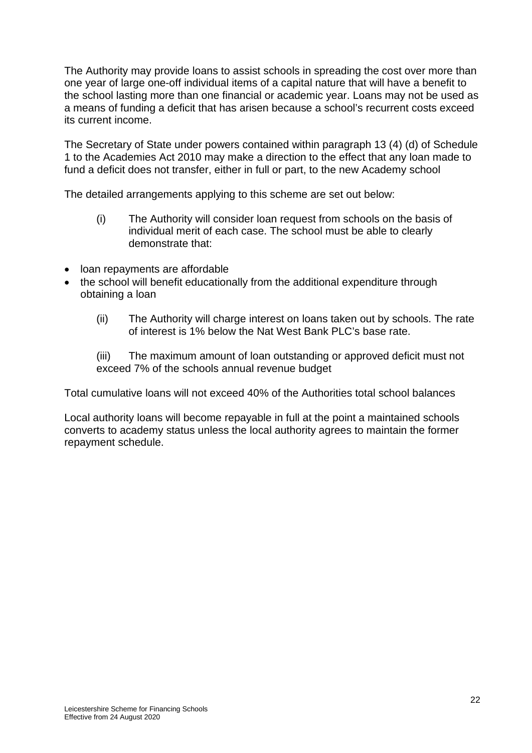The Authority may provide loans to assist schools in spreading the cost over more than one year of large one-off individual items of a capital nature that will have a benefit to the school lasting more than one financial or academic year. Loans may not be used as a means of funding a deficit that has arisen because a school's recurrent costs exceed its current income.

The Secretary of State under powers contained within paragraph 13 (4) (d) of Schedule 1 to the Academies Act 2010 may make a direction to the effect that any loan made to fund a deficit does not transfer, either in full or part, to the new Academy school

The detailed arrangements applying to this scheme are set out below:

(i) The Authority will consider loan request from schools on the basis of individual merit of each case. The school must be able to clearly demonstrate that:

- loan repayments are affordable
- the school will benefit educationally from the additional expenditure through obtaining a loan

(ii) The Authority will charge interest on loans taken out by schools. The rate of interest is 1% below the Nat West Bank PLC's base rate.

(iii) The maximum amount of loan outstanding or approved deficit must not exceed 7% of the schools annual revenue budget

Total cumulative loans will not exceed 40% of the Authorities total school balances

Local authority loans will become repayable in full at the point a maintained schools converts to academy status unless the local authority agrees to maintain the former repayment schedule.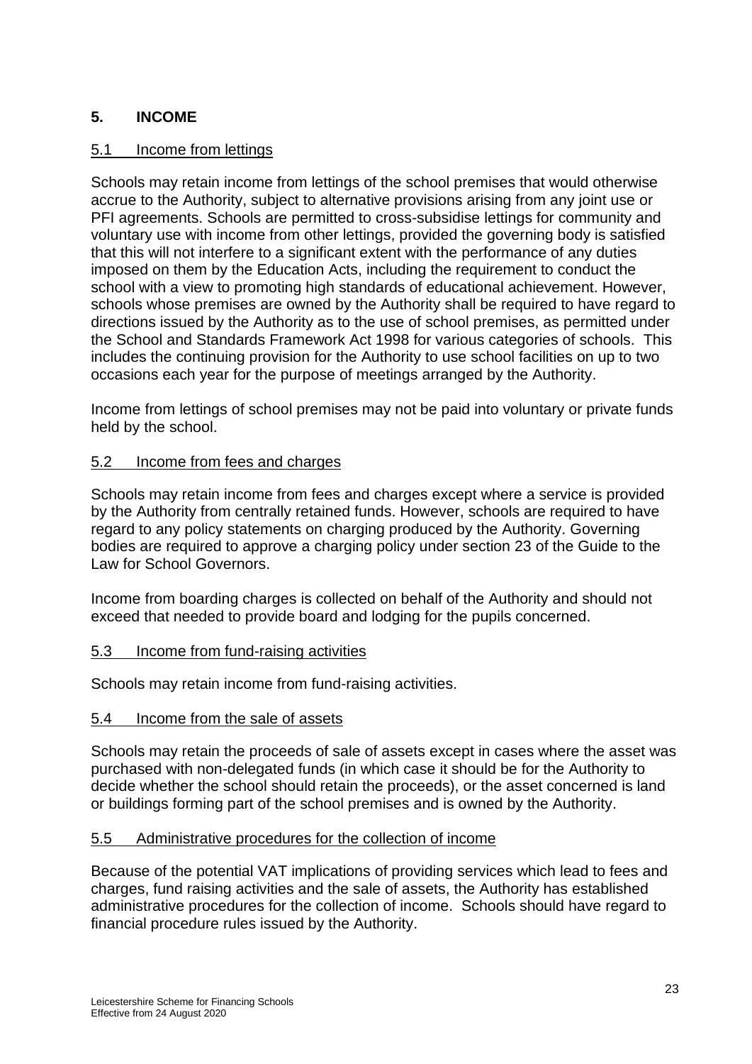## 5. INCOME

### 5.1 Income from lettings

Schools may retain income from lettings of the school premises that would otherwise accrue to the Authority, subject to alternative provisions arising from any joint use or PFI agreements. Schools are permitted to cross-subsidise lettings for community and voluntary use with income from other lettings, provided the governing body is satisfied that this will not interfere to a significant extent with the performance of any duties imposed on them by the Education Acts, including the requirement to conduct the school with a view to promoting high standards of educational achievement. However, schools whose premises are owned by the Authority shall be required to have regard to directions issued by the Authority as to the use of school premises, as permitted under the School and Standards Framework Act 1998 for various categories of schools. This includes the continuing provision for the Authority to use school facilities on up to two occasions each year for the purpose of meetings arranged by the Authority.

Income from lettings of school premises may not be paid into voluntary or private funds held by the school.

### 5.2 Income from fees and charges

Schools may retain income from fees and charges except where a service is provided by the Authority from centrally retained funds. However, schools are required to have regard to any policy statements on charging produced by the Authority. Governing bodies are required to approve a charging policy under section 23 of the Guide to the Law for School Governors.

Income from boarding charges is collected on behalf of the Authority and should not exceed that needed to provide board and lodging for the pupils concerned.

### 5.3 Income from fund-raising activities

Schools may retain income from fund-raising activities.

### 5.4 Income from the sale of assets

Schools may retain the proceeds of sale of assets except in cases where the asset was purchased with non-delegated funds (in which case it should be for the Authority to decide whether the school should retain the proceeds), or the asset concerned is land or buildings forming part of the school premises and is owned by the Authority.

### 5.5 Administrative procedures for the collection of income

Because of the potential VAT implications of providing services which lead to fees and charges, fund raising activities and the sale of assets, the Authority has established administrative procedures for the collection of income. Schools should have regard to financial procedure rules issued by the Authority.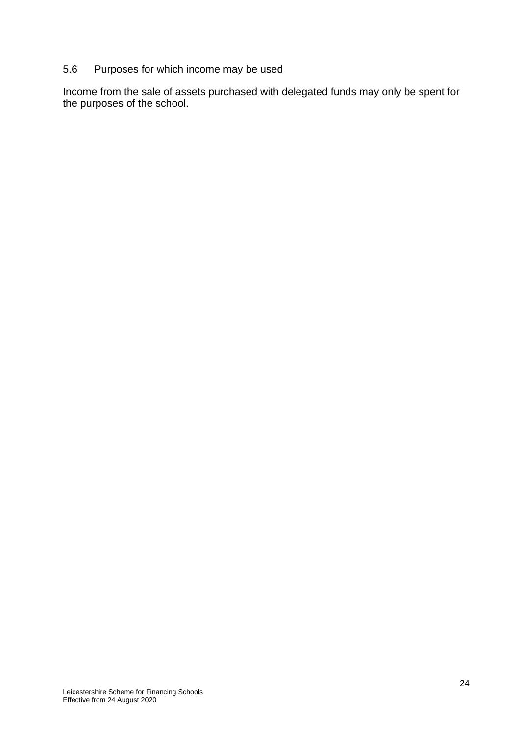### 5.6 Purposes for which income may be used

Income from the sale of assets purchased with delegated funds may only be spent for the purposes of the school.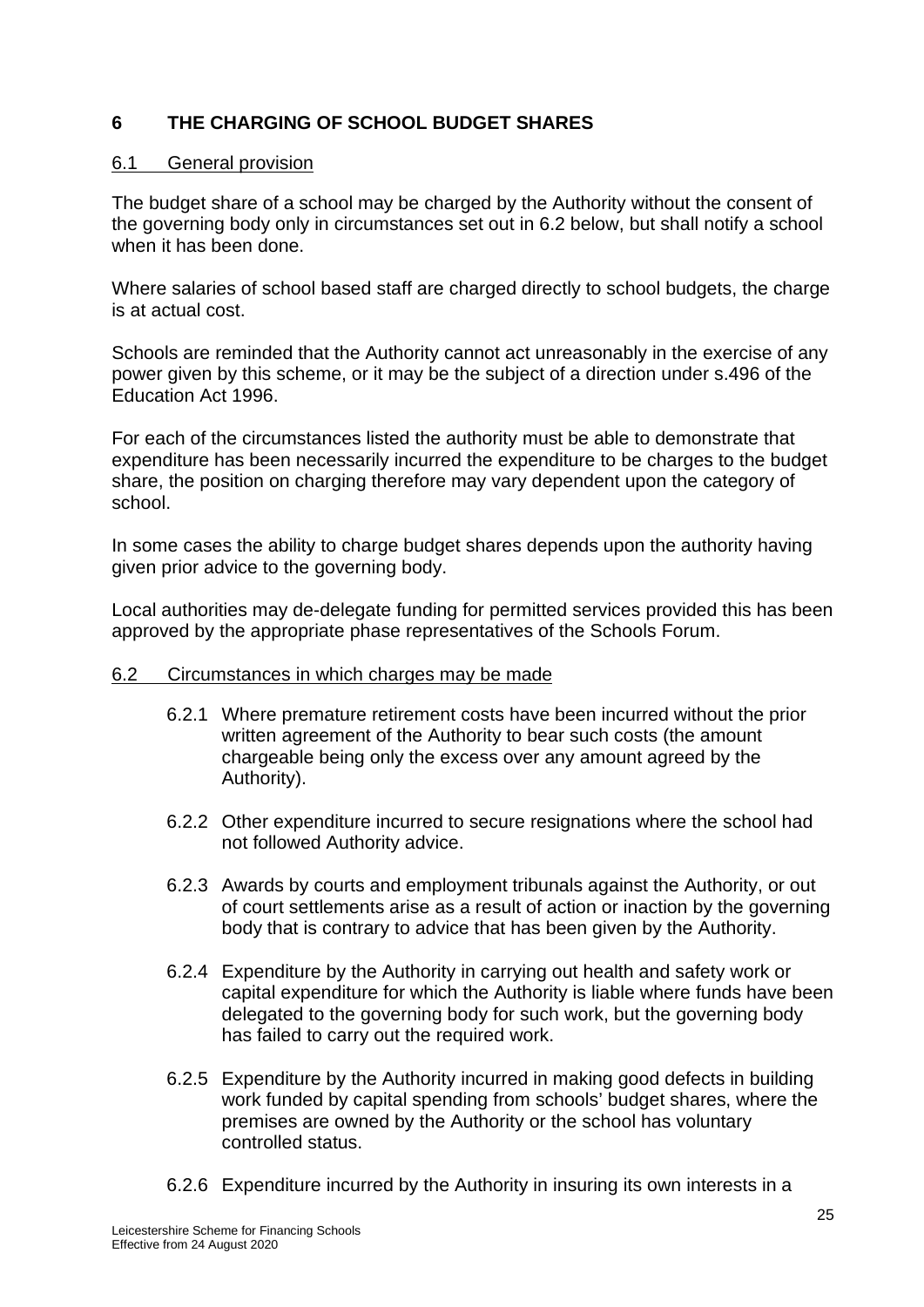## 6 THE CHARGING OF SCHOOL BUDGET SHARES

### 6.1 General provision

The budget share of a school may be charged by the Authority without the consent of the governing body only in circumstances set out in 6.2 below, but shall notify a school when it has been done.

Where salaries of school based staff are charged directly to school budgets, the charge is at actual cost.

Schools are reminded that the Authority cannot act unreasonably in the exercise of any power given by this scheme, or it may be the subject of a direction under s.496 of the Education Act 1996.

For each of the circumstances listed the authority must be able to demonstrate that expenditure has been necessarily incurred the expenditure to be charges to the budget share, the position on charging therefore may vary dependent upon the category of school.

In some cases the ability to charge budget shares depends upon the authority having given prior advice to the governing body.

Local authorities may de-delegate funding for permitted services provided this has been approved by the appropriate phase representatives of the Schools Forum.

### 6.2 Circumstances in which charges may be made

6.2.1 Where premature retirement costs have been incurred without the prior written agreement of the Authority to bear such costs (the amount chargeable being only the excess over any amount agreed by the Authority).

6.2.2 Other expenditure incurred to secure resignations where the school had not followed Authority advice.

6.2.3 Awards by courts and employment tribunals against the Authority, or out of court settlements arise as a result of action or inaction by the governing body that is contrary to advice that has been given by the Authority.

6.2.4 Expenditure by the Authority in carrying out health and safety work or capital expenditure for which the Authority is liable where funds have been delegated to the governing body for such work, but the governing body has failed to carry out the required work.

6.2.5 Expenditure by the Authority incurred in making good defects in building work funded by capital spending from schools' budget shares, where the premises are owned by the Authority or the school has voluntary controlled status.

6.2.6 Expenditure incurred by the Authority in insuring its own interests in a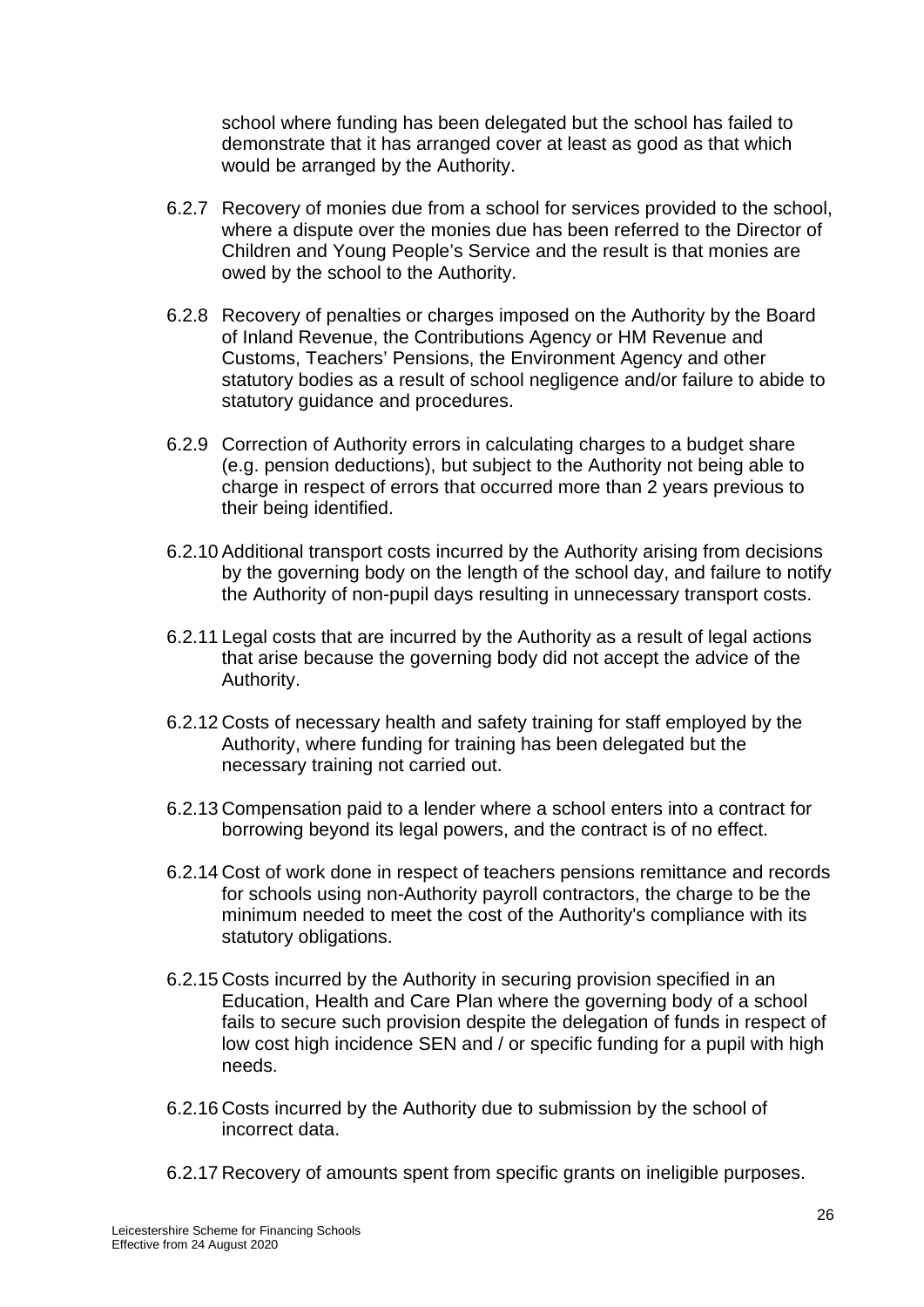school where funding has been delegated but the school has failed to demonstrate that it has arranged cover at least as good as that which would be arranged by the Authority.

6.2.7 Recovery of monies due from a school for services provided to the school, where a dispute over the monies due has been referred to the Director of Children and Young People's Service and the result is that monies are owed by the school to the Authority.

6.2.8 Recovery of penalties or charges imposed on the Authority by the Board of Inland Revenue, the Contributions Agency or HM Revenue and Customs, Teachers' Pensions, the Environment Agency and other statutory bodies as a result of school negligence and/or failure to abide to statutory guidance and procedures.

6.2.9 Correction of Authority errors in calculating charges to a budget share (e.g. pension deductions), but subject to the Authority not being able to charge in respect of errors that occurred more than 2 years previous to their being identified.

6.2.10 Additional transport costs incurred by the Authority arising from decisions by the governing body on the length of the school day, and failure to notify the Authority of non-pupil days resulting in unnecessary transport costs.

6.2.11 Legal costs that are incurred by the Authority as a result of legal actions that arise because the governing body did not accept the advice of the Authority.

6.2.12 Costs of necessary health and safety training for staff employed by the Authority, where funding for training has been delegated but the necessary training not carried out.

6.2.13 Compensation paid to a lender where a school enters into a contract for borrowing beyond its legal powers, and the contract is of no effect.

6.2.14 Cost of work done in respect of teachers pensions remittance and records for schools using non-Authority payroll contractors, the charge to be the minimum needed to meet the cost of the Authority's compliance with its statutory obligations.

6.2.15 Costs incurred by the Authority in securing provision specified in an Education, Health and Care Plan where the governing body of a school fails to secure such provision despite the delegation of funds in respect of low cost high incidence SEN and / or specific funding for a pupil with high needs.

6.2.16 Costs incurred by the Authority due to submission by the school of incorrect data.

6.2.17 Recovery of amounts spent from specific grants on ineligible purposes.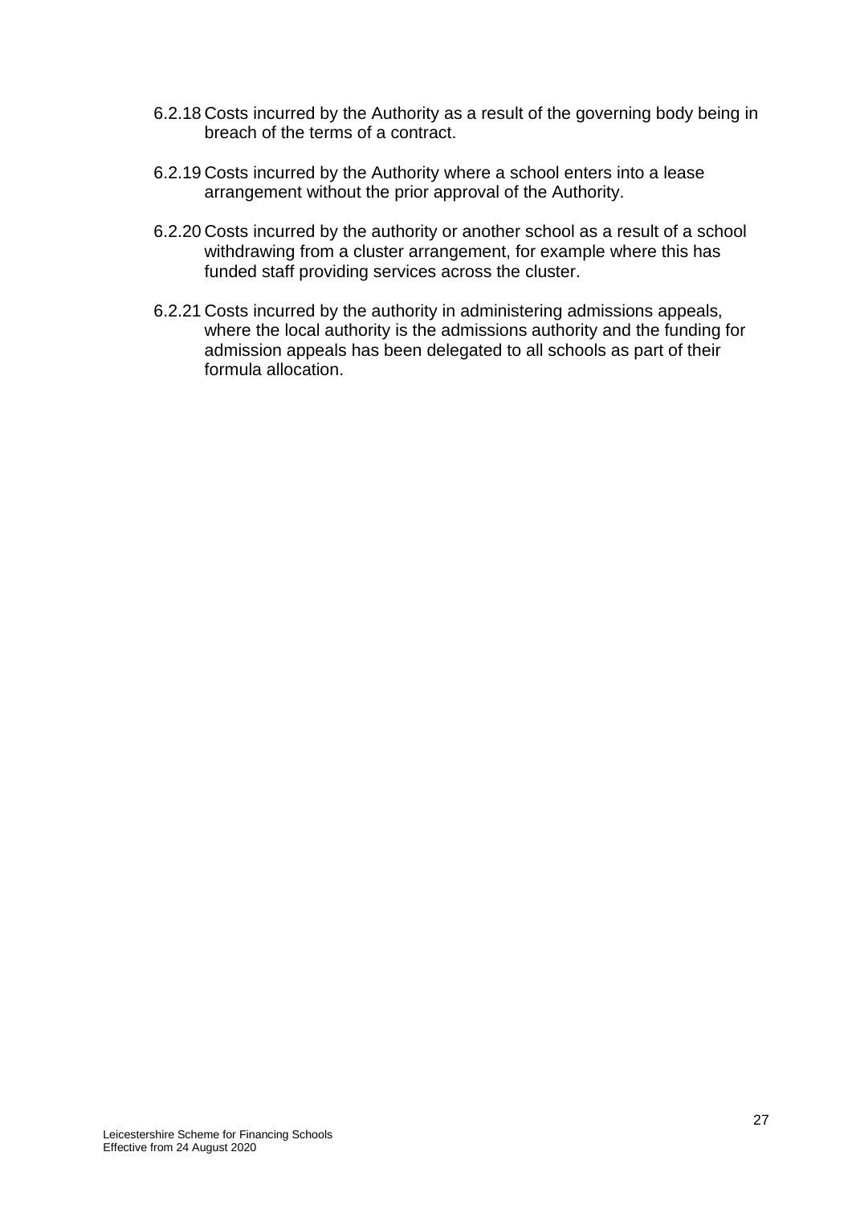6.2.18 Costs incurred by the Authority as a result of the governing body being in breach of the terms of a contract.

6.2.19 Costs incurred by the Authority where a school enters into a lease arrangement without the prior approval of the Authority.

6.2.20 Costs incurred by the authority or another school as a result of a school withdrawing from a cluster arrangement, for example where this has funded staff providing services across the cluster.

6.2.21 Costs incurred by the authority in administering admissions appeals, where the local authority is the admissions authority and the funding for admission appeals has been delegated to all schools as part of their formula allocation.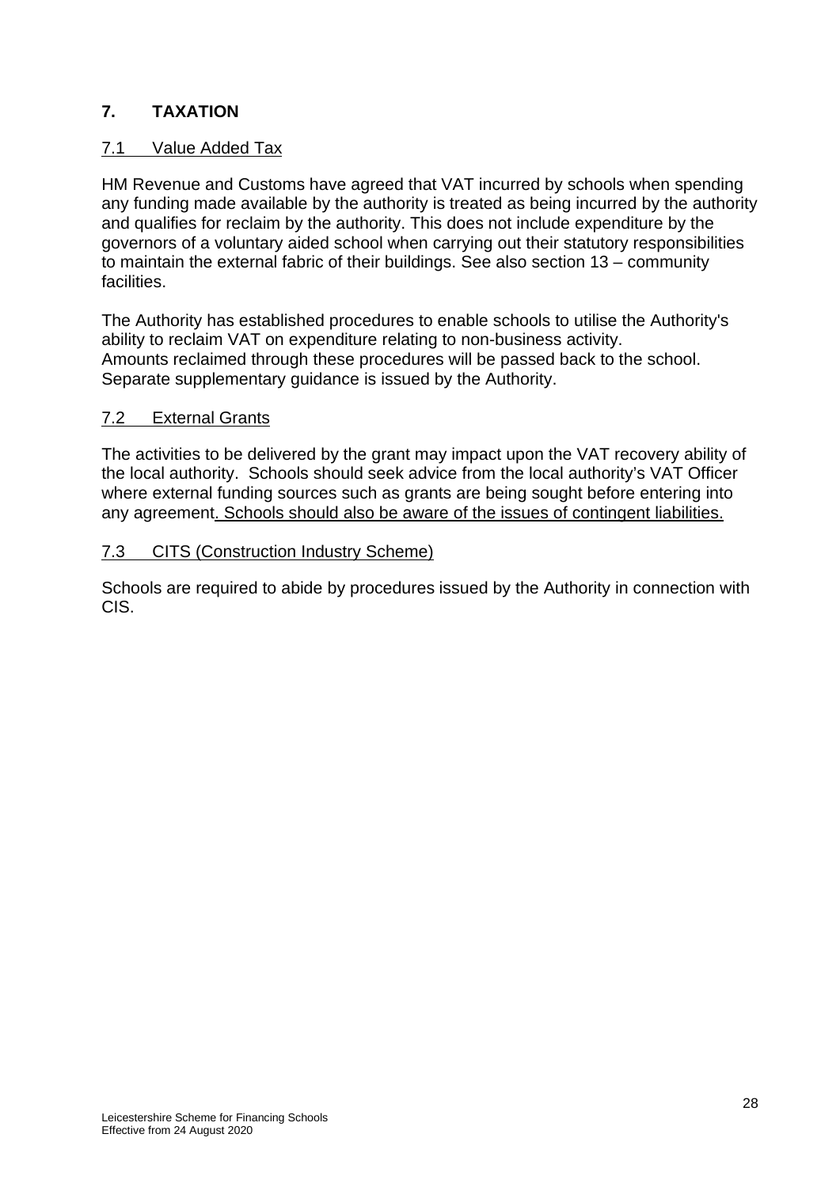## 7. TAXATION

### 7.1 Value Added Tax

HM Revenue and Customs have agreed that VAT incurred by schools when spending any funding made available by the authority is treated as being incurred by the authority and qualifies for reclaim by the authority. This does not include expenditure by the governors of a voluntary aided school when carrying out their statutory responsibilities to maintain the external fabric of their buildings. See also section 13 – community facilities.

The Authority has established procedures to enable schools to utilise the Authority's ability to reclaim VAT on expenditure relating to non-business activity. Amounts reclaimed through these procedures will be passed back to the school. Separate supplementary guidance is issued by the Authority.

### 7.2 External Grants

The activities to be delivered by the grant may impact upon the VAT recovery ability of the local authority. Schools should seek advice from the local authority's VAT Officer where external funding sources such as grants are being sought before entering into any agreement. Schools should also be aware of the issues of contingent liabilities.

### 7.3 CITS (Construction Industry Scheme)

Schools are required to abide by procedures issued by the Authority in connection with CIS.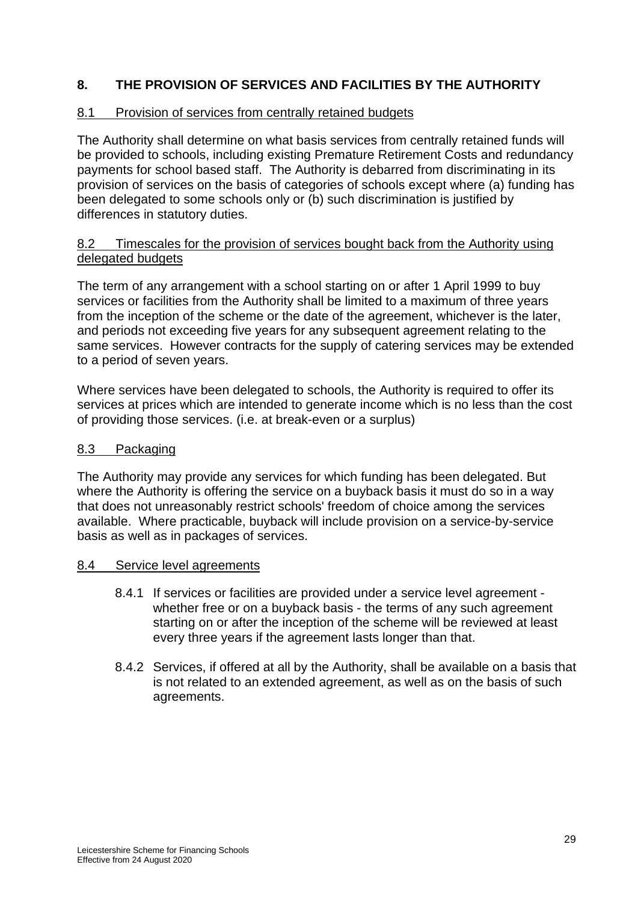## 8. THE PROVISION OF SERVICES AND FACILITIES BY THE AUTHORITY

### 8.1 Provision of services from centrally retained budgets

The Authority shall determine on what basis services from centrally retained funds will be provided to schools, including existing Premature Retirement Costs and redundancy payments for school based staff. The Authority is debarred from discriminating in its provision of services on the basis of categories of schools except where (a) funding has been delegated to some schools only or (b) such discrimination is justified by differences in statutory duties.

### 8.2 Timescales for the provision of services bought back from the Authority using delegated budgets

The term of any arrangement with a school starting on or after 1 April 1999 to buy services or facilities from the Authority shall be limited to a maximum of three years from the inception of the scheme or the date of the agreement, whichever is the later, and periods not exceeding five years for any subsequent agreement relating to the same services. However contracts for the supply of catering services may be extended to a period of seven years.

Where services have been delegated to schools, the Authority is required to offer its services at prices which are intended to generate income which is no less than the cost of providing those services. (i.e. at break-even or a surplus)

### 8.3 Packaging

The Authority may provide any services for which funding has been delegated. But where the Authority is offering the service on a buyback basis it must do so in a way that does not unreasonably restrict schools' freedom of choice among the services available. Where practicable, buyback will include provision on a service-by-service basis as well as in packages of services.

### 8.4 Service level agreements

8.4.1 If services or facilities are provided under a service level agreement - whether free or on a buyback basis - the terms of any such agreement starting on or after the inception of the scheme will be reviewed at least every three years if the agreement lasts longer than that.

8.4.2 Services, if offered at all by the Authority, shall be available on a basis that is not related to an extended agreement, as well as on the basis of such agreements.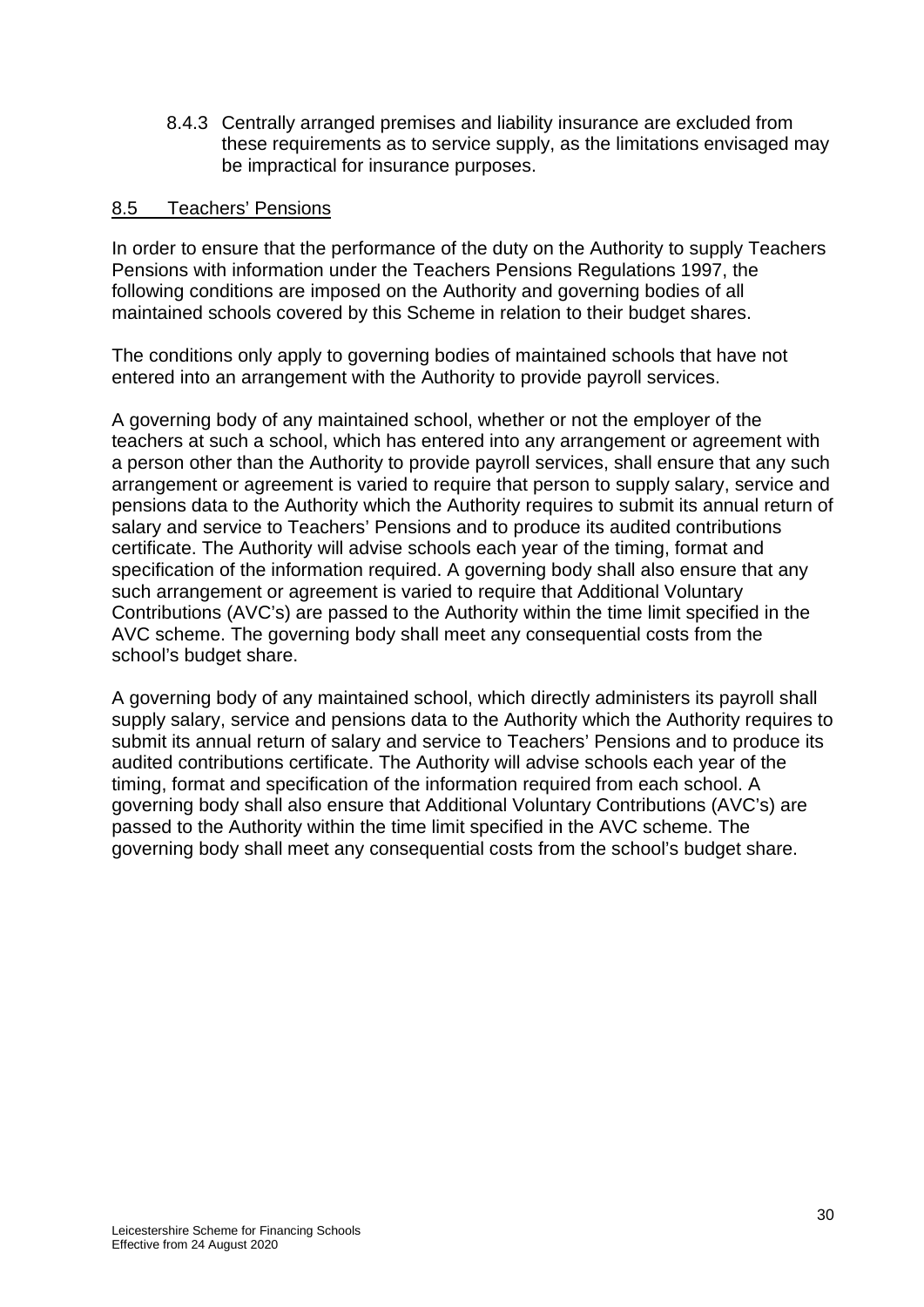8.4.3 Centrally arranged premises and liability insurance are excluded from these requirements as to service supply, as the limitations envisaged may be impractical for insurance purposes.

## 8.5 Teachers' Pensions

In order to ensure that the performance of the duty on the Authority to supply Teachers Pensions with information under the Teachers Pensions Regulations 1997, the following conditions are imposed on the Authority and governing bodies of all maintained schools covered by this Scheme in relation to their budget shares.

The conditions only apply to governing bodies of maintained schools that have not entered into an arrangement with the Authority to provide payroll services.

A governing body of any maintained school, whether or not the employer of the teachers at such a school, which has entered into any arrangement or agreement with a person other than the Authority to provide payroll services, shall ensure that any such arrangement or agreement is varied to require that person to supply salary, service and pensions data to the Authority which the Authority requires to submit its annual return of salary and service to Teachers' Pensions and to produce its audited contributions certificate. The Authority will advise schools each year of the timing, format and specification of the information required. A governing body shall also ensure that any such arrangement or agreement is varied to require that Additional Voluntary Contributions (AVC's) are passed to the Authority within the time limit specified in the AVC scheme. The governing body shall meet any consequential costs from the school's budget share.

A governing body of any maintained school, which directly administers its payroll shall supply salary, service and pensions data to the Authority which the Authority requires to submit its annual return of salary and service to Teachers' Pensions and to produce its audited contributions certificate. The Authority will advise schools each year of the timing, format and specification of the information required from each school. A governing body shall also ensure that Additional Voluntary Contributions (AVC's) are passed to the Authority within the time limit specified in the AVC scheme. The governing body shall meet any consequential costs from the school's budget share.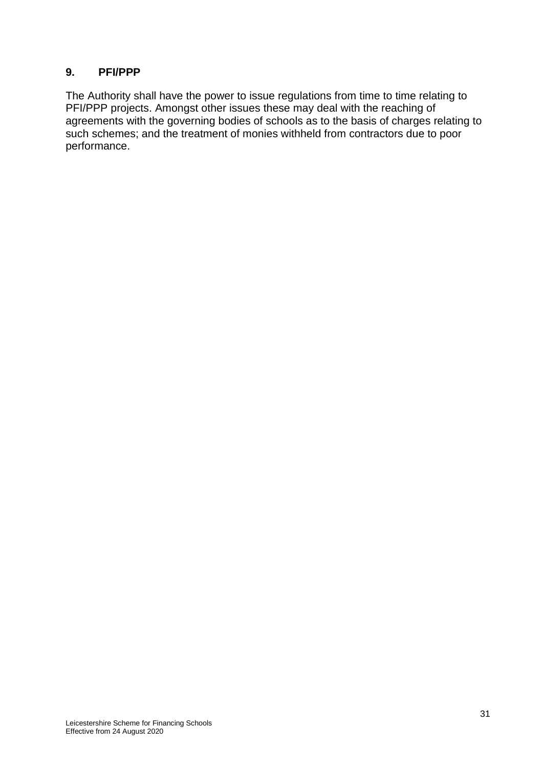## 9. PFI/PPP

The Authority shall have the power to issue regulations from time to time relating to PFI/PPP projects. Amongst other issues these may deal with the reaching of agreements with the governing bodies of schools as to the basis of charges relating to such schemes; and the treatment of monies withheld from contractors due to poor performance.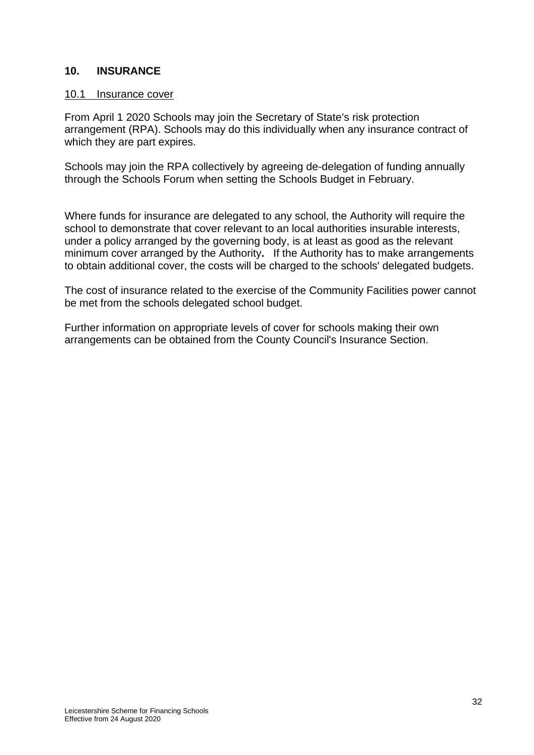## 10. INSURANCE

### 10.1 Insurance cover

From April 1 2020 Schools may join the Secretary of State's risk protection arrangement (RPA). Schools may do this individually when any insurance contract of which they are part expires.

Schools may join the RPA collectively by agreeing de-delegation of funding annually through the Schools Forum when setting the Schools Budget in February.

Where funds for insurance are delegated to any school, the Authority will require the school to demonstrate that cover relevant to an local authorities insurable interests, under a policy arranged by the governing body, is at least as good as the relevant minimum cover arranged by the Authority**.** If the Authority has to make arrangements to obtain additional cover, the costs will be charged to the schools' delegated budgets.

The cost of insurance related to the exercise of the Community Facilities power cannot be met from the schools delegated school budget.

Further information on appropriate levels of cover for schools making their own arrangements can be obtained from the County Council's Insurance Section.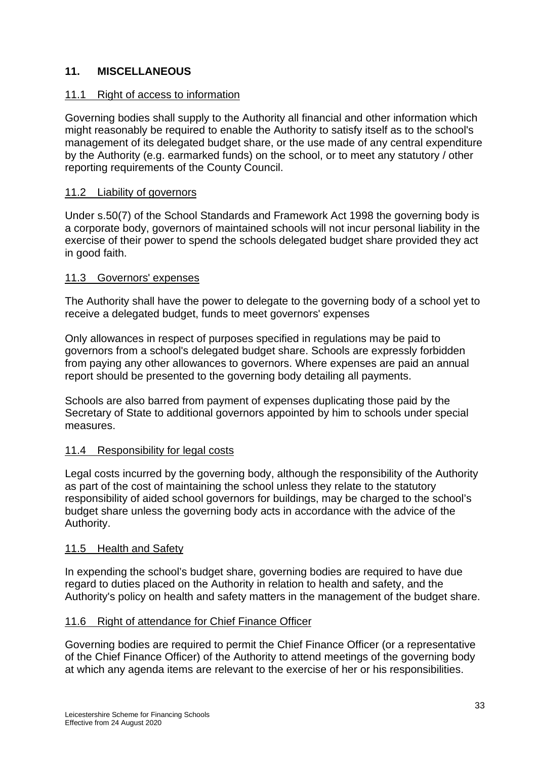## 11. MISCELLANEOUS

### 11.1 Right of access to information

Governing bodies shall supply to the Authority all financial and other information which might reasonably be required to enable the Authority to satisfy itself as to the school's management of its delegated budget share, or the use made of any central expenditure by the Authority (e.g. earmarked funds) on the school, or to meet any statutory / other reporting requirements of the County Council.

### 11.2 Liability of governors

Under s.50(7) of the School Standards and Framework Act 1998 the governing body is a corporate body, governors of maintained schools will not incur personal liability in the exercise of their power to spend the schools delegated budget share provided they act in good faith.

### 11.3 Governors' expenses

The Authority shall have the power to delegate to the governing body of a school yet to receive a delegated budget, funds to meet governors' expenses

Only allowances in respect of purposes specified in regulations may be paid to governors from a school's delegated budget share. Schools are expressly forbidden from paying any other allowances to governors. Where expenses are paid an annual report should be presented to the governing body detailing all payments.

Schools are also barred from payment of expenses duplicating those paid by the Secretary of State to additional governors appointed by him to schools under special measures.

### 11.4 Responsibility for legal costs

Legal costs incurred by the governing body, although the responsibility of the Authority as part of the cost of maintaining the school unless they relate to the statutory responsibility of aided school governors for buildings, may be charged to the school's budget share unless the governing body acts in accordance with the advice of the Authority.

### 11.5 Health and Safety

In expending the school's budget share, governing bodies are required to have due regard to duties placed on the Authority in relation to health and safety, and the Authority's policy on health and safety matters in the management of the budget share.

### 11.6 Right of attendance for Chief Finance Officer

Governing bodies are required to permit the Chief Finance Officer (or a representative of the Chief Finance Officer) of the Authority to attend meetings of the governing body at which any agenda items are relevant to the exercise of her or his responsibilities.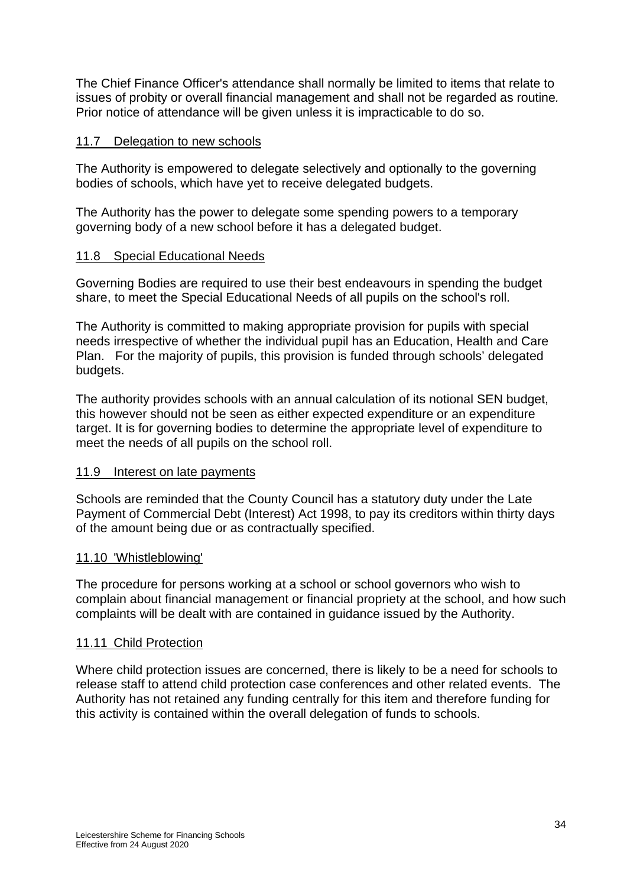The Chief Finance Officer's attendance shall normally be limited to items that relate to issues of probity or overall financial management and shall not be regarded as routine. Prior notice of attendance will be given unless it is impracticable to do so.

### 11.7 Delegation to new schools

The Authority is empowered to delegate selectively and optionally to the governing bodies of schools, which have yet to receive delegated budgets.

The Authority has the power to delegate some spending powers to a temporary governing body of a new school before it has a delegated budget.

### 11.8 Special Educational Needs

Governing Bodies are required to use their best endeavours in spending the budget share, to meet the Special Educational Needs of all pupils on the school's roll.

The Authority is committed to making appropriate provision for pupils with special needs irrespective of whether the individual pupil has an Education, Health and Care Plan. For the majority of pupils, this provision is funded through schools' delegated budgets.

The authority provides schools with an annual calculation of its notional SEN budget, this however should not be seen as either expected expenditure or an expenditure target. It is for governing bodies to determine the appropriate level of expenditure to meet the needs of all pupils on the school roll.

### 11.9 Interest on late payments

Schools are reminded that the County Council has a statutory duty under the Late Payment of Commercial Debt (Interest) Act 1998, to pay its creditors within thirty days of the amount being due or as contractually specified.

### 11.10 'Whistleblowing'

The procedure for persons working at a school or school governors who wish to complain about financial management or financial propriety at the school, and how such complaints will be dealt with are contained in guidance issued by the Authority.

### 11.11 Child Protection

Where child protection issues are concerned, there is likely to be a need for schools to release staff to attend child protection case conferences and other related events. The Authority has not retained any funding centrally for this item and therefore funding for this activity is contained within the overall delegation of funds to schools.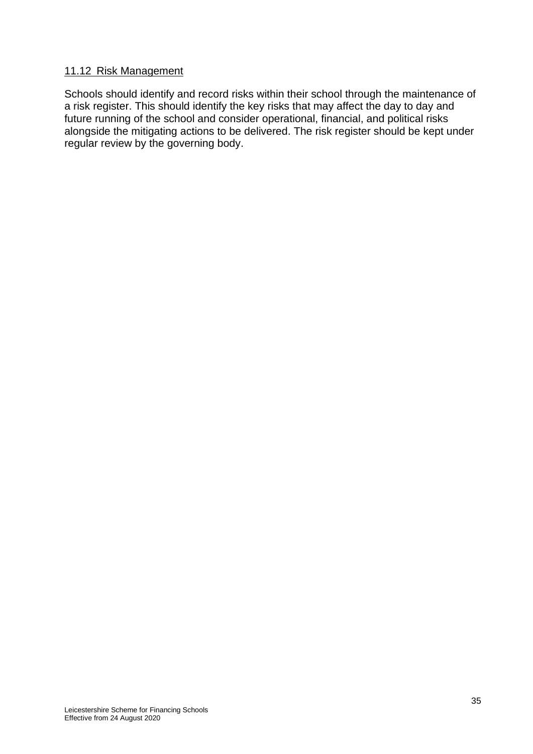### 11.12 Risk Management

Schools should identify and record risks within their school through the maintenance of a risk register. This should identify the key risks that may affect the day to day and future running of the school and consider operational, financial, and political risks alongside the mitigating actions to be delivered. The risk register should be kept under regular review by the governing body.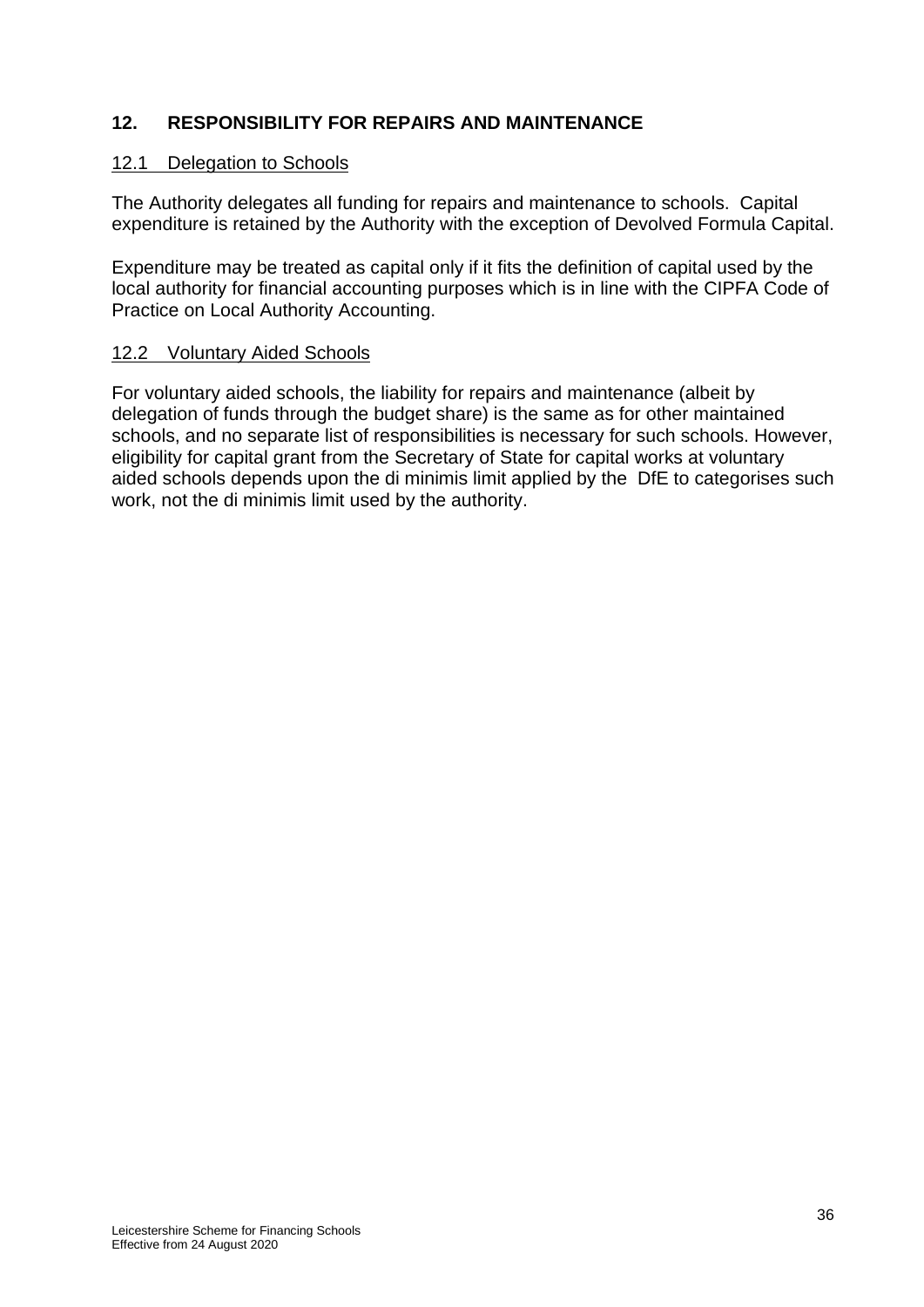## 12. RESPONSIBILITY FOR REPAIRS AND MAINTENANCE

### 12.1 Delegation to Schools

The Authority delegates all funding for repairs and maintenance to schools. Capital expenditure is retained by the Authority with the exception of Devolved Formula Capital.

Expenditure may be treated as capital only if it fits the definition of capital used by the local authority for financial accounting purposes which is in line with the CIPFA Code of Practice on Local Authority Accounting.

### 12.2 Voluntary Aided Schools

For voluntary aided schools, the liability for repairs and maintenance (albeit by delegation of funds through the budget share) is the same as for other maintained schools, and no separate list of responsibilities is necessary for such schools. However, eligibility for capital grant from the Secretary of State for capital works at voluntary aided schools depends upon the di minimis limit applied by the DfE to categorises such work, not the di minimis limit used by the authority.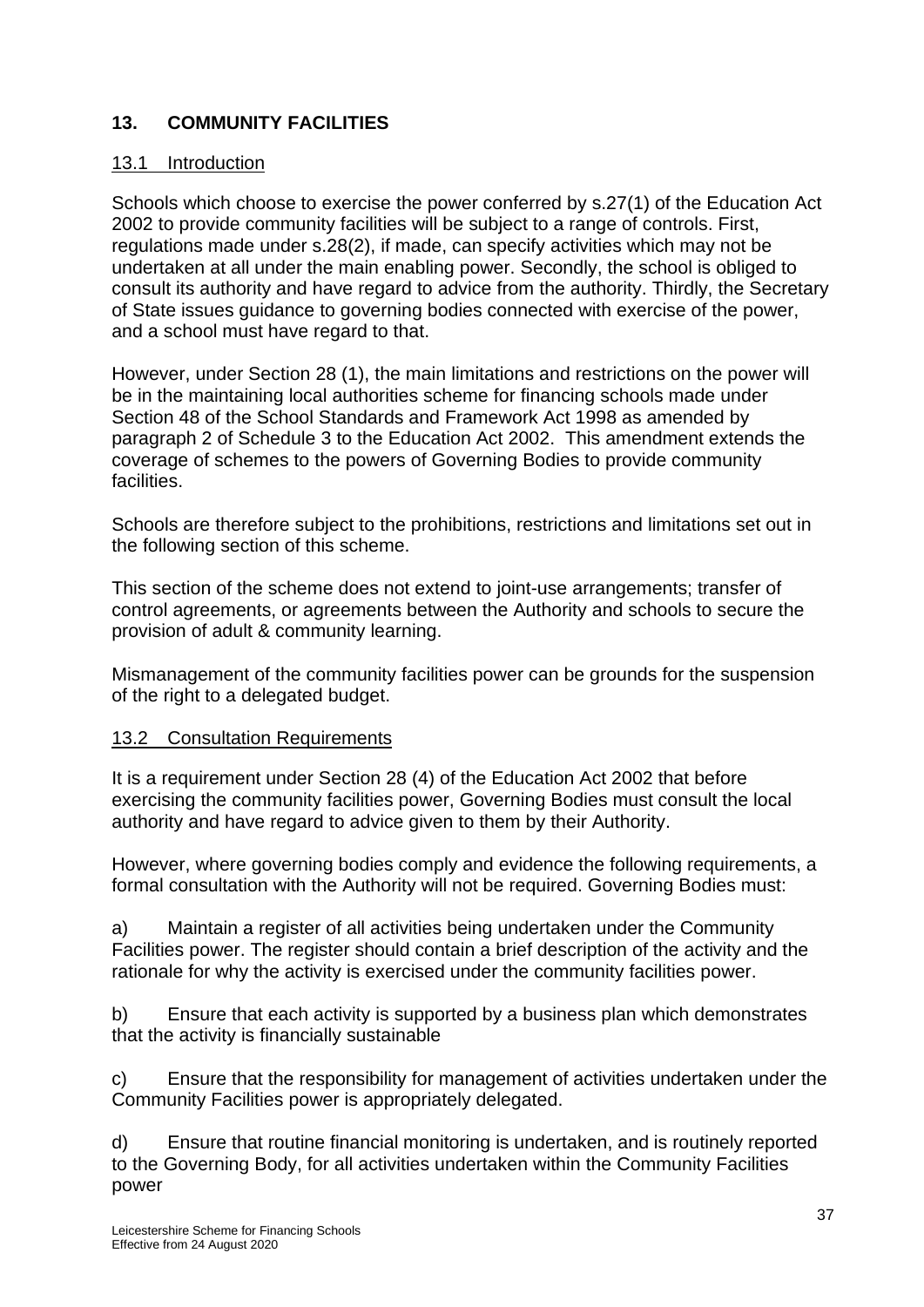## 13. COMMUNITY FACILITIES

### 13.1 Introduction

Schools which choose to exercise the power conferred by s.27(1) of the Education Act 2002 to provide community facilities will be subject to a range of controls. First, regulations made under s.28(2), if made, can specify activities which may not be undertaken at all under the main enabling power. Secondly, the school is obliged to consult its authority and have regard to advice from the authority. Thirdly, the Secretary of State issues guidance to governing bodies connected with exercise of the power, and a school must have regard to that.

However, under Section 28 (1), the main limitations and restrictions on the power will be in the maintaining local authorities scheme for financing schools made under Section 48 of the School Standards and Framework Act 1998 as amended by paragraph 2 of Schedule 3 to the Education Act 2002. This amendment extends the coverage of schemes to the powers of Governing Bodies to provide community facilities.

Schools are therefore subject to the prohibitions, restrictions and limitations set out in the following section of this scheme.

This section of the scheme does not extend to joint-use arrangements; transfer of control agreements, or agreements between the Authority and schools to secure the provision of adult & community learning.

Mismanagement of the community facilities power can be grounds for the suspension of the right to a delegated budget.

### 13.2 Consultation Requirements

It is a requirement under Section 28 (4) of the Education Act 2002 that before exercising the community facilities power, Governing Bodies must consult the local authority and have regard to advice given to them by their Authority.

However, where governing bodies comply and evidence the following requirements, a formal consultation with the Authority will not be required. Governing Bodies must:

a) Maintain a register of all activities being undertaken under the Community Facilities power. The register should contain a brief description of the activity and the rationale for why the activity is exercised under the community facilities power.

b) Ensure that each activity is supported by a business plan which demonstrates that the activity is financially sustainable

c) Ensure that the responsibility for management of activities undertaken under the Community Facilities power is appropriately delegated.

d) Ensure that routine financial monitoring is undertaken, and is routinely reported to the Governing Body, for all activities undertaken within the Community Facilities power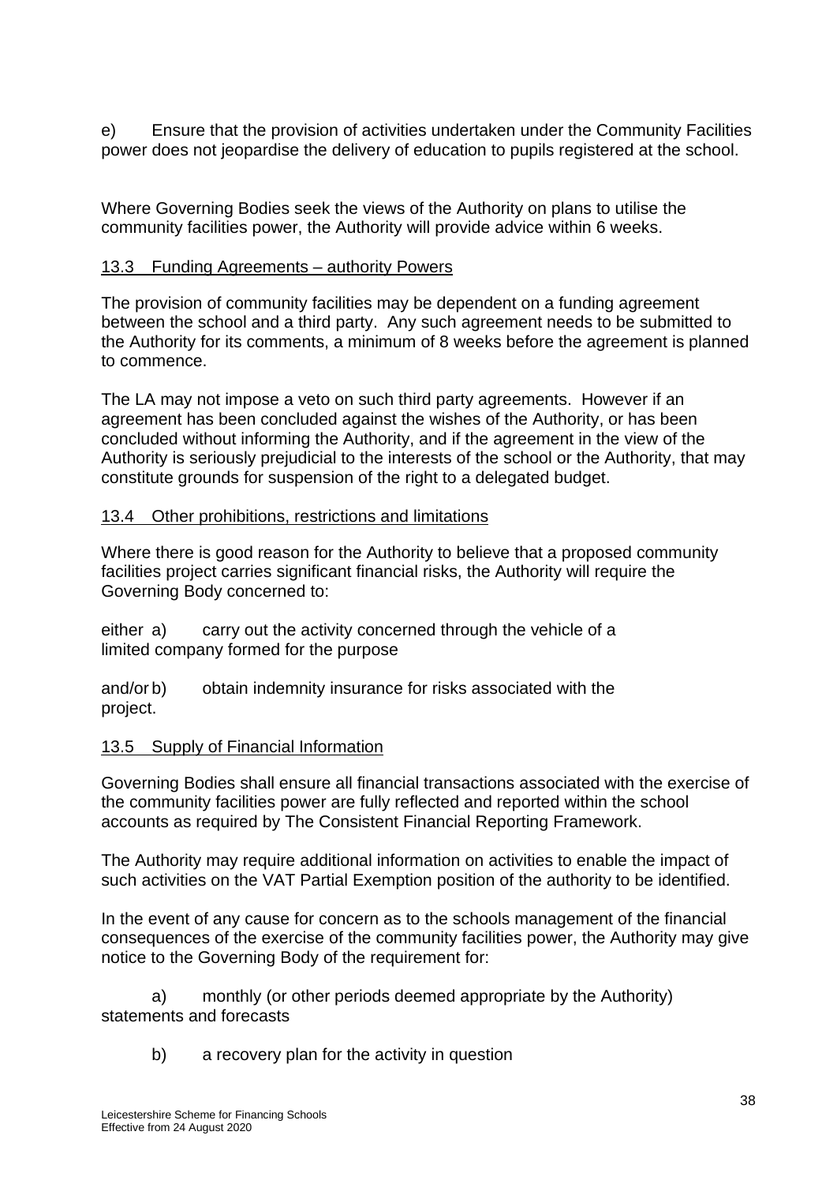e) Ensure that the provision of activities undertaken under the Community Facilities power does not jeopardise the delivery of education to pupils registered at the school.

Where Governing Bodies seek the views of the Authority on plans to utilise the community facilities power, the Authority will provide advice within 6 weeks.

## 13.3 Funding Agreements – authority Powers

The provision of community facilities may be dependent on a funding agreement between the school and a third party. Any such agreement needs to be submitted to the Authority for its comments, a minimum of 8 weeks before the agreement is planned to commence.

The LA may not impose a veto on such third party agreements. However if an agreement has been concluded against the wishes of the Authority, or has been concluded without informing the Authority, and if the agreement in the view of the Authority is seriously prejudicial to the interests of the school or the Authority, that may constitute grounds for suspension of the right to a delegated budget.

## 13.4 Other prohibitions, restrictions and limitations

Where there is good reason for the Authority to believe that a proposed community facilities project carries significant financial risks, the Authority will require the Governing Body concerned to:

either a) carry out the activity concerned through the vehicle of a limited company formed for the purpose

and/or b) obtain indemnity insurance for risks associated with the project.

## 13.5 Supply of Financial Information

Governing Bodies shall ensure all financial transactions associated with the exercise of the community facilities power are fully reflected and reported within the school accounts as required by The Consistent Financial Reporting Framework.

The Authority may require additional information on activities to enable the impact of such activities on the VAT Partial Exemption position of the authority to be identified.

In the event of any cause for concern as to the schools management of the financial consequences of the exercise of the community facilities power, the Authority may give notice to the Governing Body of the requirement for:

a) monthly (or other periods deemed appropriate by the Authority) statements and forecasts

b) a recovery plan for the activity in question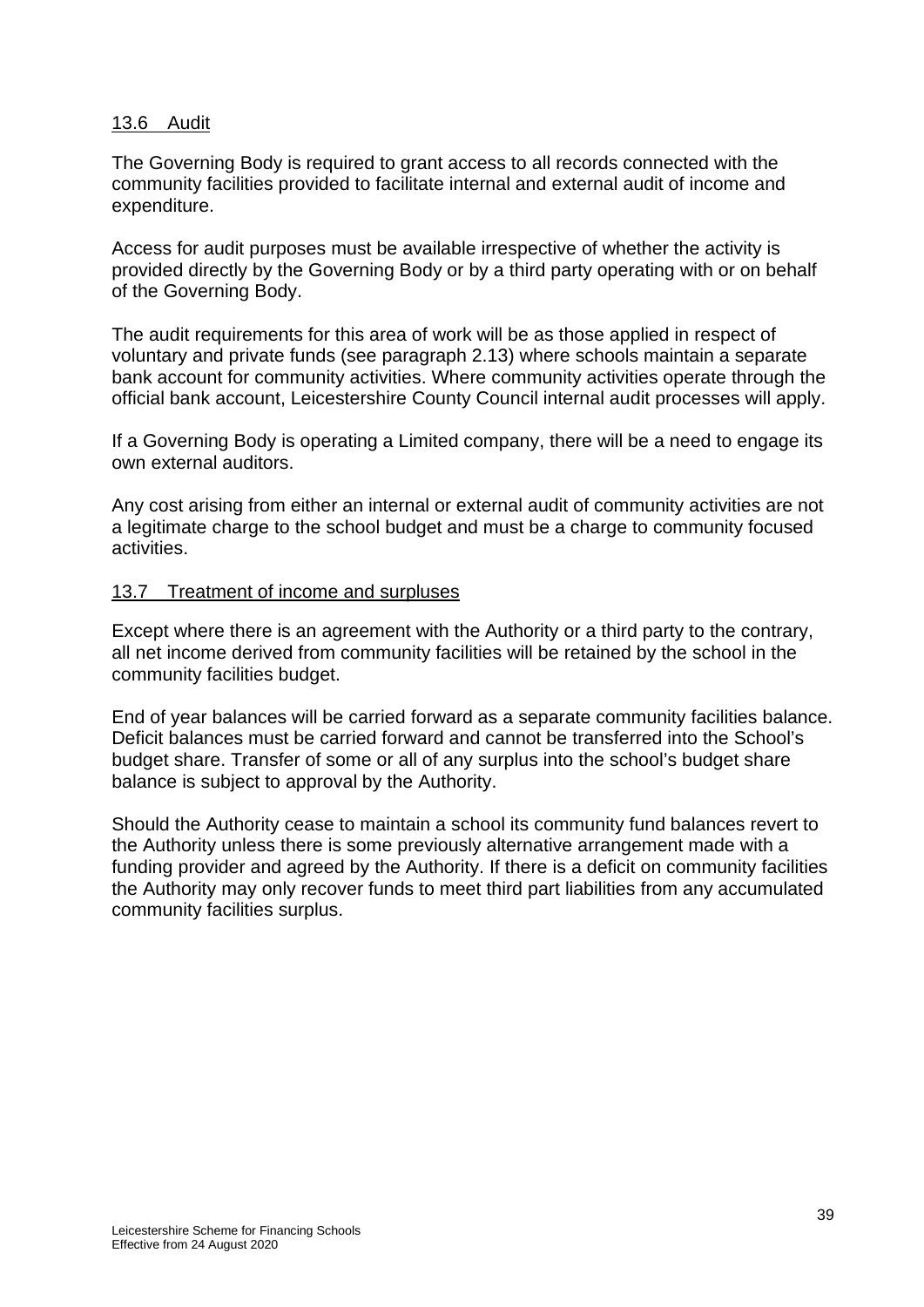### 13.6 Audit

The Governing Body is required to grant access to all records connected with the community facilities provided to facilitate internal and external audit of income and expenditure.

Access for audit purposes must be available irrespective of whether the activity is provided directly by the Governing Body or by a third party operating with or on behalf of the Governing Body.

The audit requirements for this area of work will be as those applied in respect of voluntary and private funds (see paragraph 2.13) where schools maintain a separate bank account for community activities. Where community activities operate through the official bank account, Leicestershire County Council internal audit processes will apply.

If a Governing Body is operating a Limited company, there will be a need to engage its own external auditors.

Any cost arising from either an internal or external audit of community activities are not a legitimate charge to the school budget and must be a charge to community focused activities.

### 13.7 Treatment of income and surpluses

Except where there is an agreement with the Authority or a third party to the contrary, all net income derived from community facilities will be retained by the school in the community facilities budget.

End of year balances will be carried forward as a separate community facilities balance. Deficit balances must be carried forward and cannot be transferred into the School's budget share. Transfer of some or all of any surplus into the school's budget share balance is subject to approval by the Authority.

Should the Authority cease to maintain a school its community fund balances revert to the Authority unless there is some previously alternative arrangement made with a funding provider and agreed by the Authority. If there is a deficit on community facilities the Authority may only recover funds to meet third part liabilities from any accumulated community facilities surplus.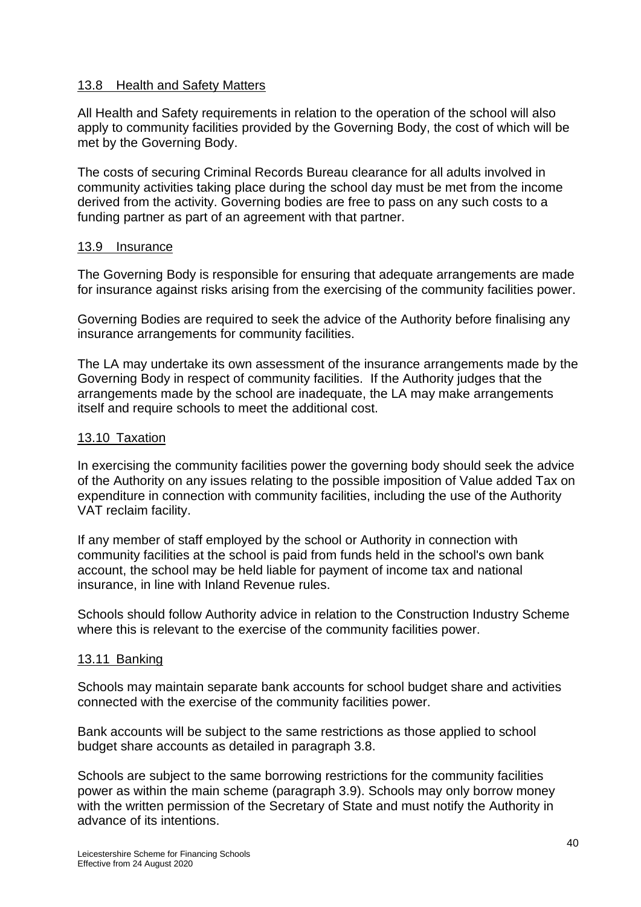### 13.8 Health and Safety Matters

All Health and Safety requirements in relation to the operation of the school will also apply to community facilities provided by the Governing Body, the cost of which will be met by the Governing Body.

The costs of securing Criminal Records Bureau clearance for all adults involved in community activities taking place during the school day must be met from the income derived from the activity. Governing bodies are free to pass on any such costs to a funding partner as part of an agreement with that partner.

### 13.9 Insurance

The Governing Body is responsible for ensuring that adequate arrangements are made for insurance against risks arising from the exercising of the community facilities power.

Governing Bodies are required to seek the advice of the Authority before finalising any insurance arrangements for community facilities.

The LA may undertake its own assessment of the insurance arrangements made by the Governing Body in respect of community facilities. If the Authority judges that the arrangements made by the school are inadequate, the LA may make arrangements itself and require schools to meet the additional cost.

### 13.10 Taxation

In exercising the community facilities power the governing body should seek the advice of the Authority on any issues relating to the possible imposition of Value added Tax on expenditure in connection with community facilities, including the use of the Authority VAT reclaim facility.

If any member of staff employed by the school or Authority in connection with community facilities at the school is paid from funds held in the school's own bank account, the school may be held liable for payment of income tax and national insurance, in line with Inland Revenue rules.

Schools should follow Authority advice in relation to the Construction Industry Scheme where this is relevant to the exercise of the community facilities power.

### 13.11 Banking

Schools may maintain separate bank accounts for school budget share and activities connected with the exercise of the community facilities power.

Bank accounts will be subject to the same restrictions as those applied to school budget share accounts as detailed in paragraph 3.8.

Schools are subject to the same borrowing restrictions for the community facilities power as within the main scheme (paragraph 3.9). Schools may only borrow money with the written permission of the Secretary of State and must notify the Authority in advance of its intentions.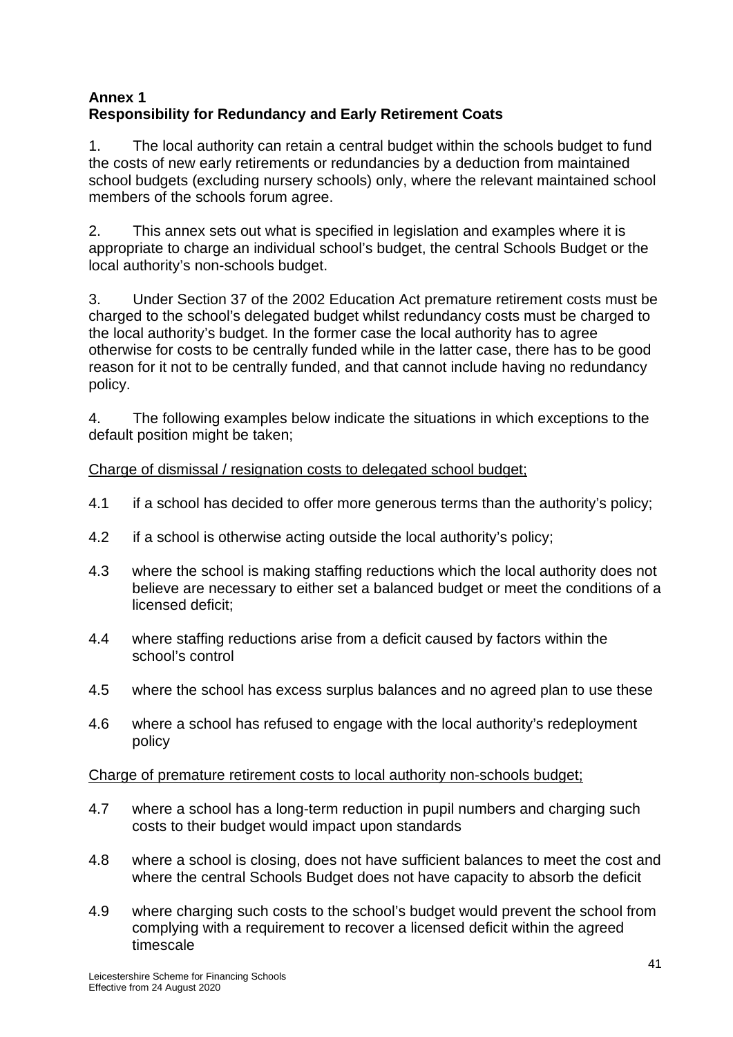**Annex 1**
**Responsibility for Redundancy and Early Retirement Coats**

1. The local authority can retain a central budget within the schools budget to fund the costs of new early retirements or redundancies by a deduction from maintained school budgets (excluding nursery schools) only, where the relevant maintained school members of the schools forum agree.

2. This annex sets out what is specified in legislation and examples where it is appropriate to charge an individual school's budget, the central Schools Budget or the local authority's non-schools budget.

3. Under Section 37 of the 2002 Education Act premature retirement costs must be charged to the school's delegated budget whilst redundancy costs must be charged to the local authority's budget. In the former case the local authority has to agree otherwise for costs to be centrally funded while in the latter case, there has to be good reason for it not to be centrally funded, and that cannot include having no redundancy policy.

4. The following examples below indicate the situations in which exceptions to the default position might be taken;

<u>Charge of dismissal / resignation costs to delegated school budget;</u>

4.1 if a school has decided to offer more generous terms than the authority's policy;

4.2 if a school is otherwise acting outside the local authority's policy;

4.3 where the school is making staffing reductions which the local authority does not believe are necessary to either set a balanced budget or meet the conditions of a licensed deficit;

4.4 where staffing reductions arise from a deficit caused by factors within the school's control

4.5 where the school has excess surplus balances and no agreed plan to use these

4.6 where a school has refused to engage with the local authority's redeployment policy

<u>Charge of premature retirement costs to local authority non-schools budget;</u>

4.7 where a school has a long-term reduction in pupil numbers and charging such costs to their budget would impact upon standards

4.8 where a school is closing, does not have sufficient balances to meet the cost and where the central Schools Budget does not have capacity to absorb the deficit

4.9 where charging such costs to the school's budget would prevent the school from complying with a requirement to recover a licensed deficit within the agreed timescale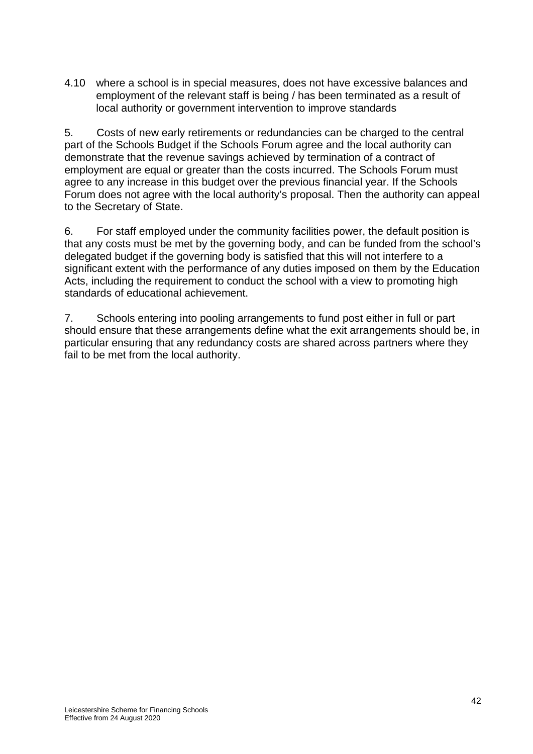4.10 where a school is in special measures, does not have excessive balances and employment of the relevant staff is being / has been terminated as a result of local authority or government intervention to improve standards

5. Costs of new early retirements or redundancies can be charged to the central part of the Schools Budget if the Schools Forum agree and the local authority can demonstrate that the revenue savings achieved by termination of a contract of employment are equal or greater than the costs incurred. The Schools Forum must agree to any increase in this budget over the previous financial year. If the Schools Forum does not agree with the local authority's proposal. Then the authority can appeal to the Secretary of State.

6. For staff employed under the community facilities power, the default position is that any costs must be met by the governing body, and can be funded from the school's delegated budget if the governing body is satisfied that this will not interfere to a significant extent with the performance of any duties imposed on them by the Education Acts, including the requirement to conduct the school with a view to promoting high standards of educational achievement.

7. Schools entering into pooling arrangements to fund post either in full or part should ensure that these arrangements define what the exit arrangements should be, in particular ensuring that any redundancy costs are shared across partners where they fail to be met from the local authority.